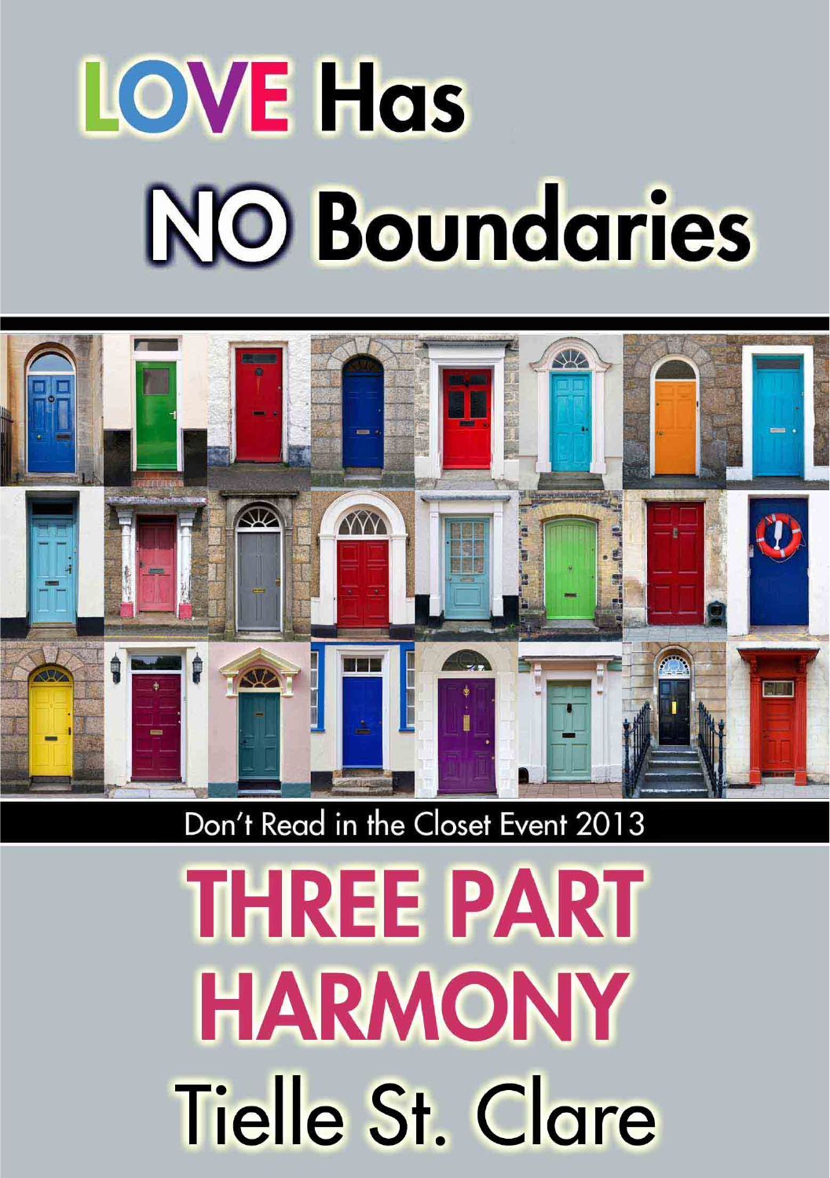# LOVE Has NO Boundaries

Don't Read in the Closet Event 2013

# THREE PART HARMONY

Tielle St. Clare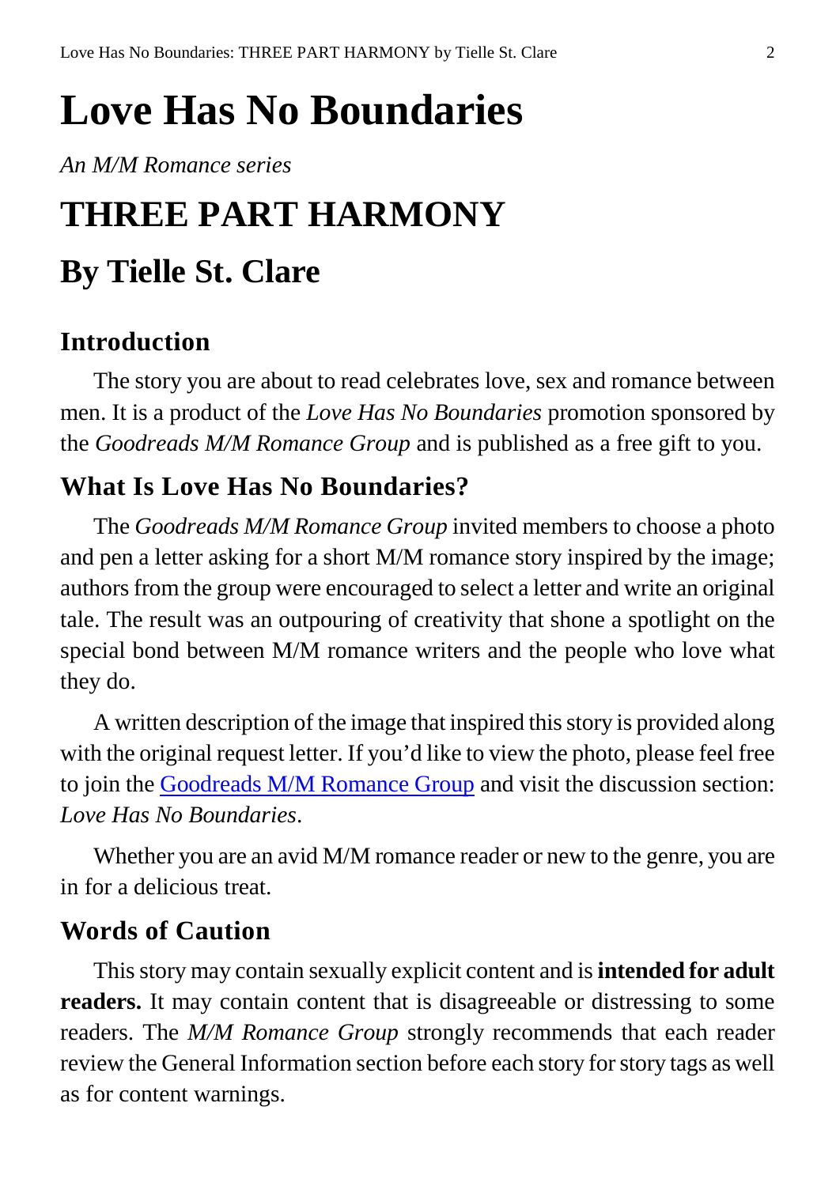# Love Has No Boundaries

*An M/M Romance series*

# THREE PART HARMONY

## By Tielle St. Clare

### Introduction

The story you are about to read celebrates love, sex and romance between men. It is a product of the *Love Has No Boundaries* promotion sponsored by the *Goodreads M/M Romance Group* and is published as a free gift to you.

### What Is Love Has No Boundaries?

The *Goodreads M/M Romance Group* invited members to choose a photo and pen a letter asking for a short M/M romance story inspired by the image; authors from the group were encouraged to select a letter and write an original tale. The result was an outpouring of creativity that shone a spotlight on the special bond between M/M romance writers and the people who love what they do.

A written description of the image that inspired this story is provided along with the original request letter. If you'd like to view the photo, please feel free to join the Goodreads M/M Romance Group and visit the discussion section: *Love Has No Boundaries*.

Whether you are an avid M/M romance reader or new to the genre, you are in for a delicious treat.

### Words of Caution

This story may contain sexually explicit content and is **intended for adult readers.** It may contain content that is disagreeable or distressing to some readers. The *M/M Romance Group* strongly recommends that each reader review the General Information section before each story for story tags as well as for content warnings.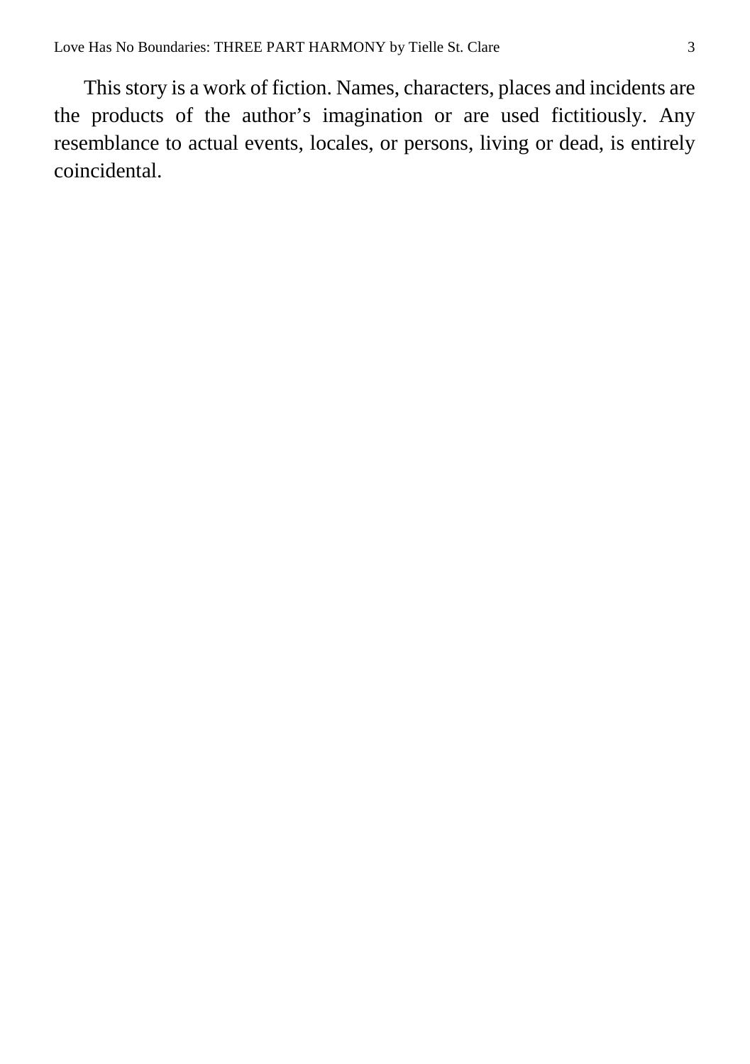This story is a work of fiction. Names, characters, places and incidents are the products of the author's imagination or are used fictitiously. Any resemblance to actual events, locales, or persons, living or dead, is entirely coincidental.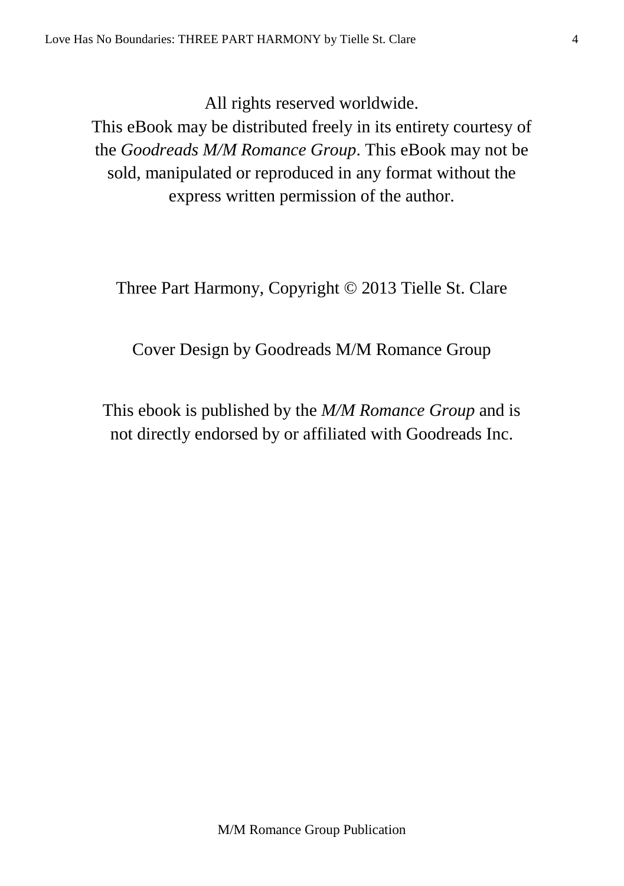All rights reserved worldwide.
This eBook may be distributed freely in its entirety courtesy of the *Goodreads M/M Romance Group*. This eBook may not be sold, manipulated or reproduced in any format without the express written permission of the author.

Three Part Harmony, Copyright © 2013 Tielle St. Clare

Cover Design by Goodreads M/M Romance Group

This ebook is published by the *M/M Romance Group* and is not directly endorsed by or affiliated with Goodreads Inc.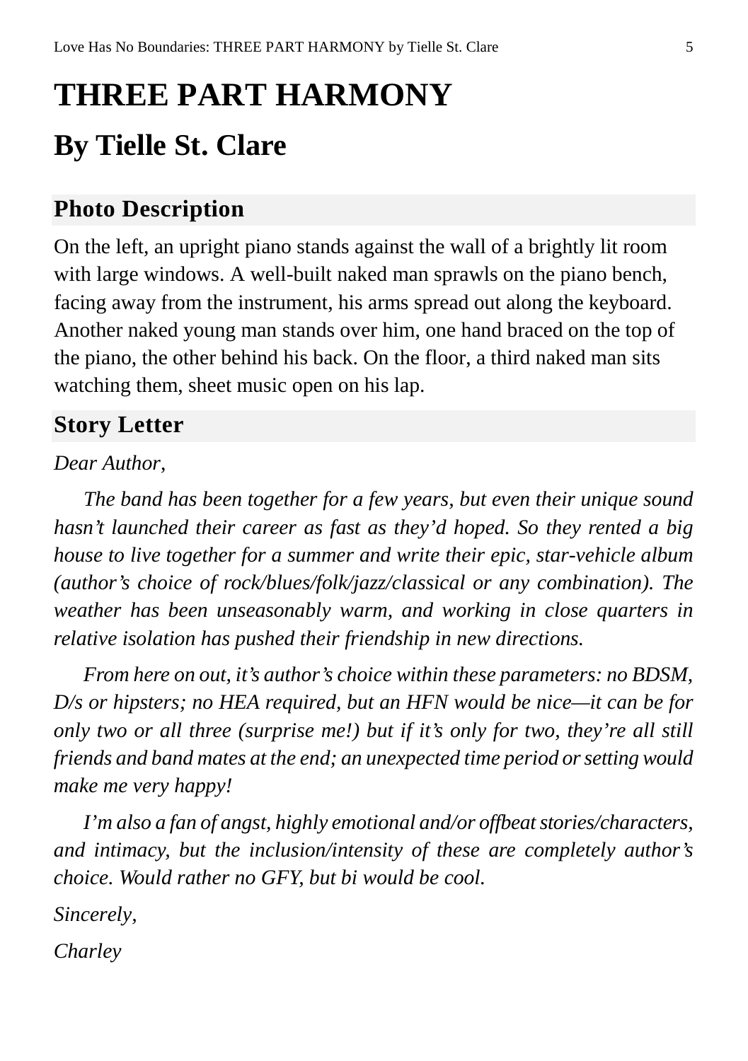# THREE PART HARMONY

## By Tielle St. Clare

### Photo Description

On the left, an upright piano stands against the wall of a brightly lit room with large windows. A well-built naked man sprawls on the piano bench, facing away from the instrument, his arms spread out along the keyboard. Another naked young man stands over him, one hand braced on the top of the piano, the other behind his back. On the floor, a third naked man sits watching them, sheet music open on his lap.

### Story Letter

*Dear Author,*

*The band has been together for a few years, but even their unique sound hasn't launched their career as fast as they'd hoped. So they rented a big house to live together for a summer and write their epic, star-vehicle album (author's choice of rock/blues/folk/jazz/classical or any combination). The weather has been unseasonably warm, and working in close quarters in relative isolation has pushed their friendship in new directions.*

*From here on out, it's author's choice within these parameters: no BDSM, D/s or hipsters; no HEA required, but an HFN would be nice—it can be for only two or all three (surprise me!) but if it's only for two, they're all still friends and band mates at the end; an unexpected time period or setting would make me very happy!*

*I'm also a fan of angst, highly emotional and/or offbeat stories/characters, and intimacy, but the inclusion/intensity of these are completely author's choice. Would rather no GFY, but bi would be cool.*

*Sincerely,*

*Charley*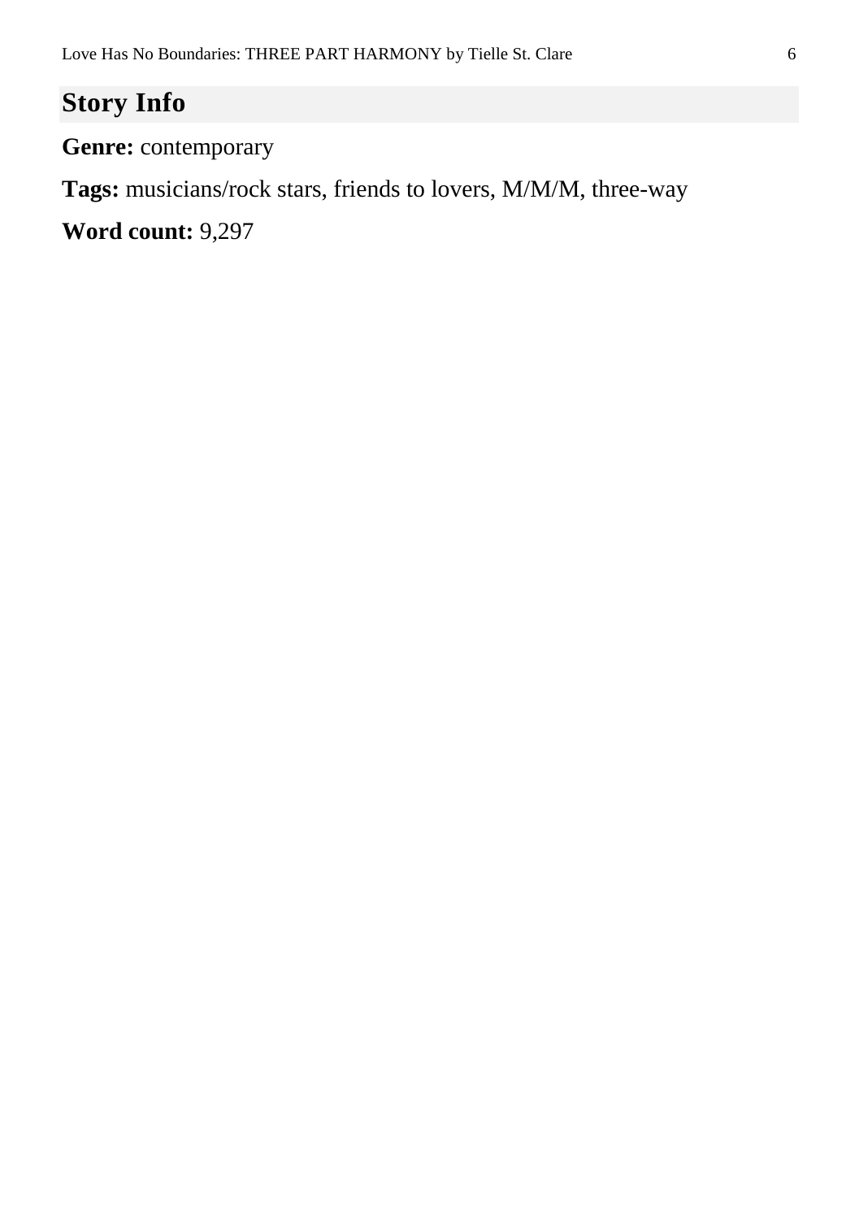## Story Info

**Genre:** contemporary

**Tags:** musicians/rock stars, friends to lovers, M/M/M, three-way

**Word count:** 9,297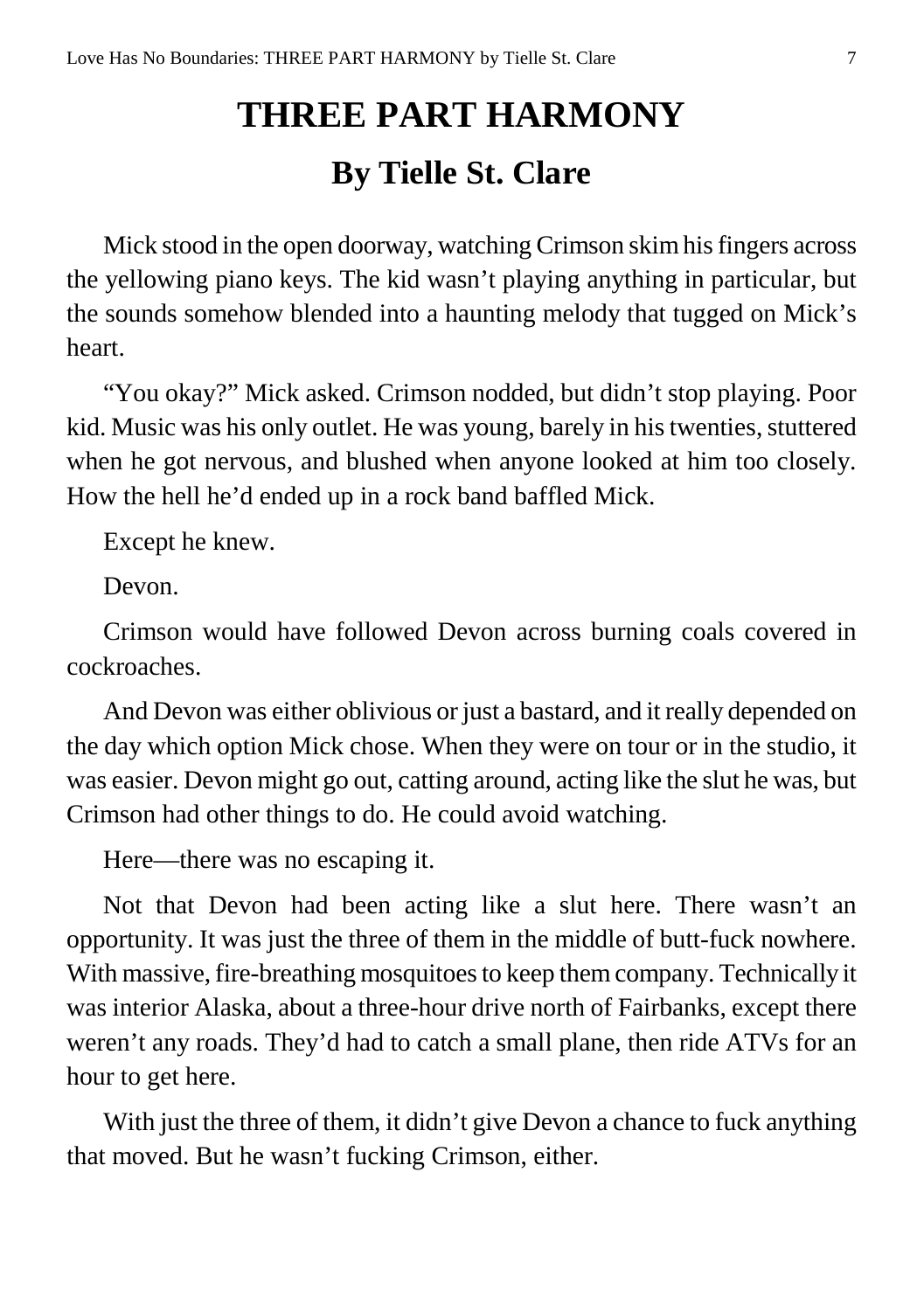# THREE PART HARMONY

## By Tielle St. Clare

Mick stood in the open doorway, watching Crimson skim his fingers across the yellowing piano keys. The kid wasn't playing anything in particular, but the sounds somehow blended into a haunting melody that tugged on Mick's heart.

"You okay?" Mick asked. Crimson nodded, but didn't stop playing. Poor kid. Music was his only outlet. He was young, barely in his twenties, stuttered when he got nervous, and blushed when anyone looked at him too closely. How the hell he'd ended up in a rock band baffled Mick.

Except he knew.

Devon.

Crimson would have followed Devon across burning coals covered in cockroaches.

And Devon was either oblivious or just a bastard, and it really depended on the day which option Mick chose. When they were on tour or in the studio, it was easier. Devon might go out, catting around, acting like the slut he was, but Crimson had other things to do. He could avoid watching.

Here—there was no escaping it.

Not that Devon had been acting like a slut here. There wasn't an opportunity. It was just the three of them in the middle of butt-fuck nowhere. With massive, fire-breathing mosquitoes to keep them company. Technically it was interior Alaska, about a three-hour drive north of Fairbanks, except there weren't any roads. They'd had to catch a small plane, then ride ATVs for an hour to get here.

With just the three of them, it didn't give Devon a chance to fuck anything that moved. But he wasn't fucking Crimson, either.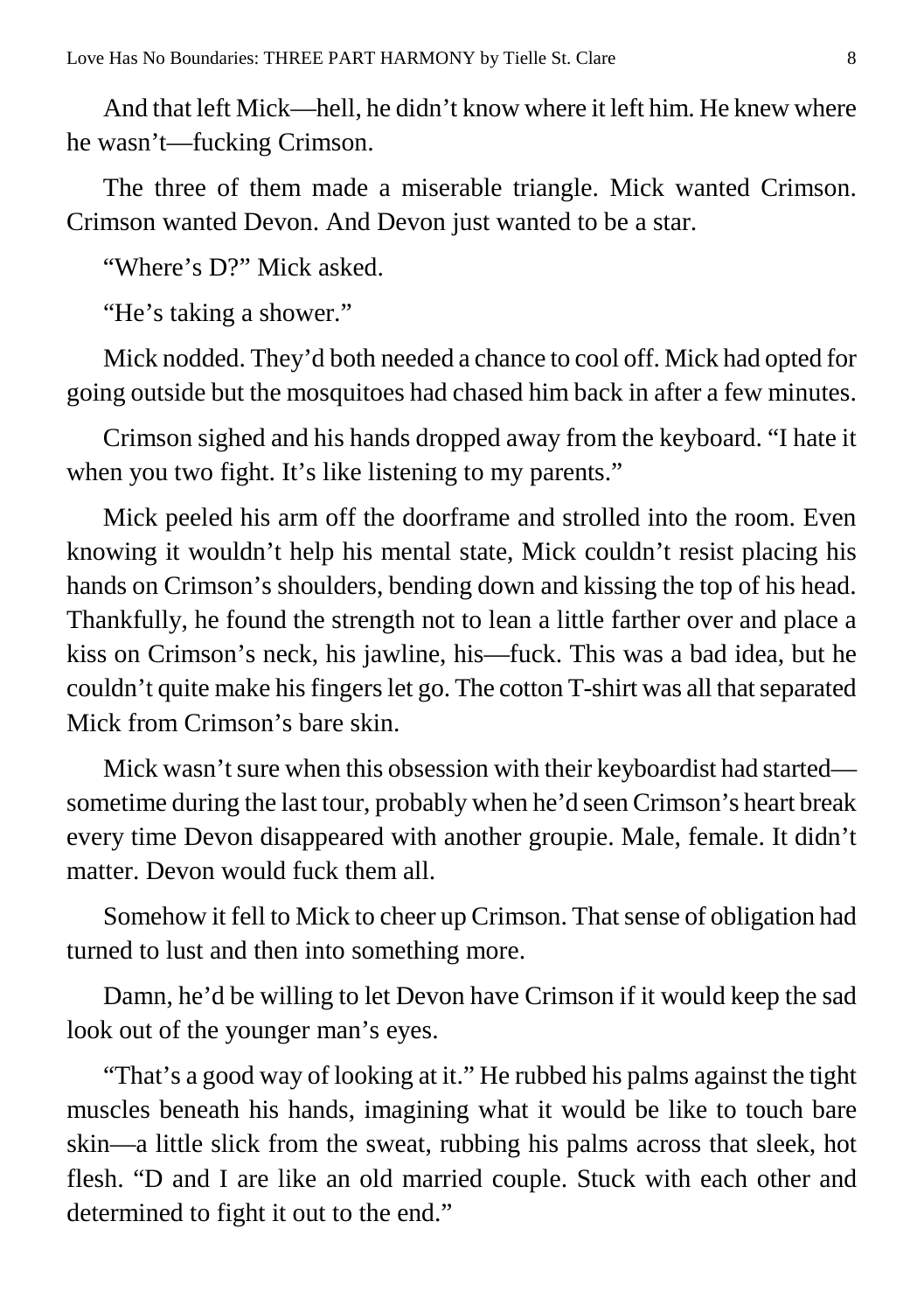And that left Mick—hell, he didn't know where it left him. He knew where he wasn't—fucking Crimson.

The three of them made a miserable triangle. Mick wanted Crimson. Crimson wanted Devon. And Devon just wanted to be a star.

"Where's D?" Mick asked.

"He's taking a shower."

Mick nodded. They'd both needed a chance to cool off. Mick had opted for going outside but the mosquitoes had chased him back in after a few minutes.

Crimson sighed and his hands dropped away from the keyboard. "I hate it when you two fight. It's like listening to my parents."

Mick peeled his arm off the doorframe and strolled into the room. Even knowing it wouldn't help his mental state, Mick couldn't resist placing his hands on Crimson's shoulders, bending down and kissing the top of his head. Thankfully, he found the strength not to lean a little farther over and place a kiss on Crimson's neck, his jawline, his—fuck. This was a bad idea, but he couldn't quite make his fingers let go. The cotton T-shirt was all that separated Mick from Crimson's bare skin.

Mick wasn't sure when this obsession with their keyboardist had started—sometime during the last tour, probably when he'd seen Crimson's heart break every time Devon disappeared with another groupie. Male, female. It didn't matter. Devon would fuck them all.

Somehow it fell to Mick to cheer up Crimson. That sense of obligation had turned to lust and then into something more.

Damn, he'd be willing to let Devon have Crimson if it would keep the sad look out of the younger man's eyes.

"That's a good way of looking at it." He rubbed his palms against the tight muscles beneath his hands, imagining what it would be like to touch bare skin—a little slick from the sweat, rubbing his palms across that sleek, hot flesh. "D and I are like an old married couple. Stuck with each other and determined to fight it out to the end."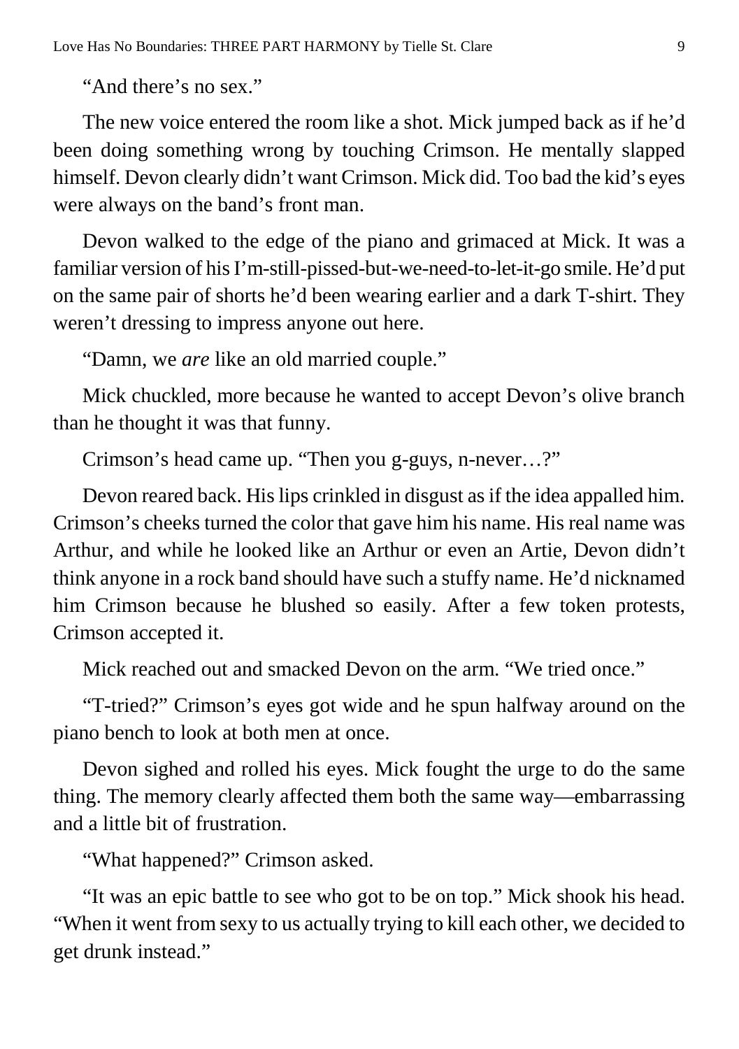"And there's no sex."

The new voice entered the room like a shot. Mick jumped back as if he'd been doing something wrong by touching Crimson. He mentally slapped himself. Devon clearly didn't want Crimson. Mick did. Too bad the kid's eyes were always on the band's front man.

Devon walked to the edge of the piano and grimaced at Mick. It was a familiar version of his I'm-still-pissed-but-we-need-to-let-it-go smile. He'd put on the same pair of shorts he'd been wearing earlier and a dark T-shirt. They weren't dressing to impress anyone out here.

"Damn, we *are* like an old married couple."

Mick chuckled, more because he wanted to accept Devon's olive branch than he thought it was that funny.

Crimson's head came up. "Then you g-guys, n-never…?"

Devon reared back. His lips crinkled in disgust as if the idea appalled him. Crimson's cheeks turned the color that gave him his name. His real name was Arthur, and while he looked like an Arthur or even an Artie, Devon didn't think anyone in a rock band should have such a stuffy name. He'd nicknamed him Crimson because he blushed so easily. After a few token protests, Crimson accepted it.

Mick reached out and smacked Devon on the arm. "We tried once."

"T-tried?" Crimson's eyes got wide and he spun halfway around on the piano bench to look at both men at once.

Devon sighed and rolled his eyes. Mick fought the urge to do the same thing. The memory clearly affected them both the same way—embarrassing and a little bit of frustration.

"What happened?" Crimson asked.

"It was an epic battle to see who got to be on top." Mick shook his head. "When it went from sexy to us actually trying to kill each other, we decided to get drunk instead."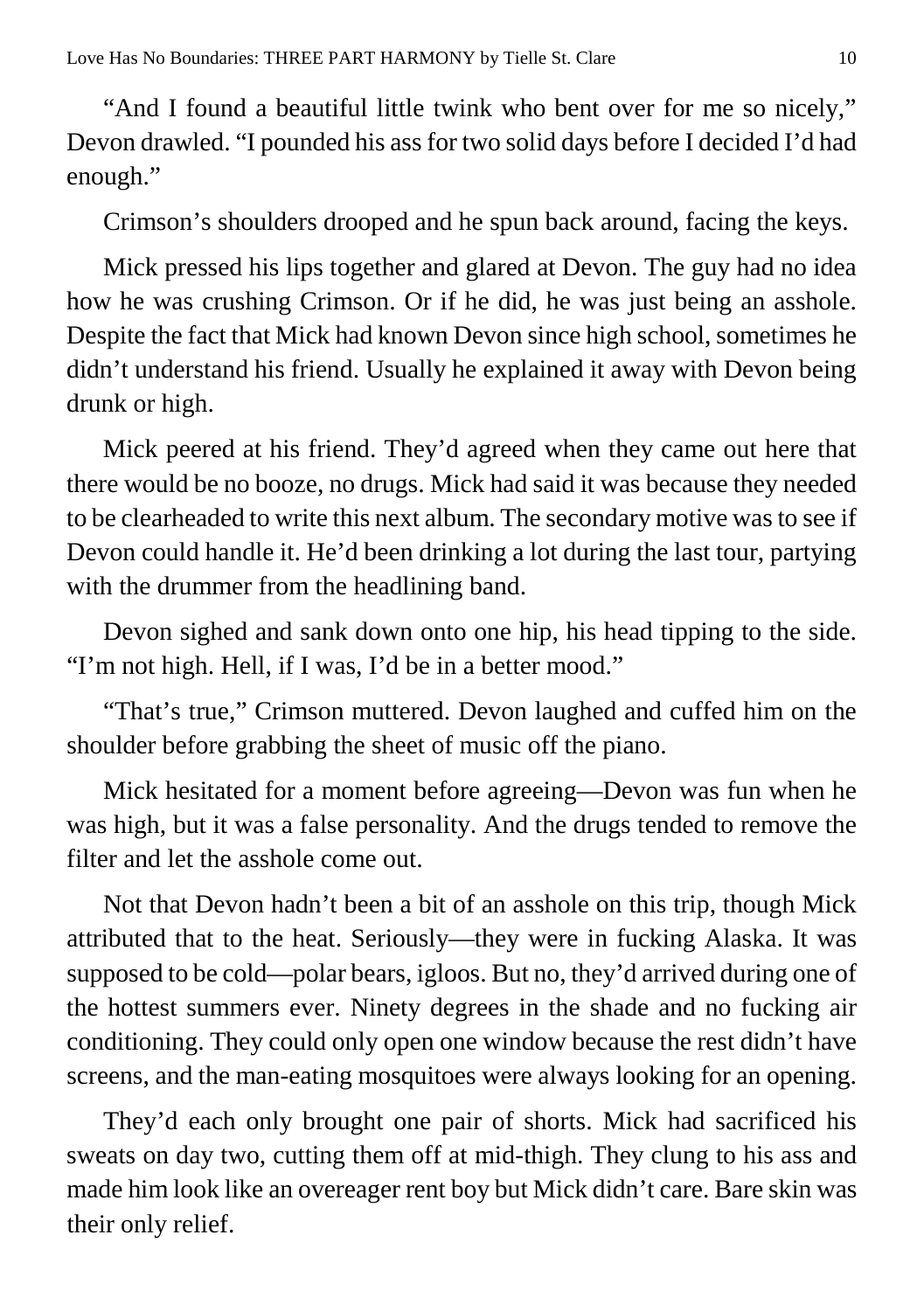"And I found a beautiful little twink who bent over for me so nicely," Devon drawled. "I pounded his ass for two solid days before I decided I'd had enough."

Crimson's shoulders drooped and he spun back around, facing the keys.

Mick pressed his lips together and glared at Devon. The guy had no idea how he was crushing Crimson. Or if he did, he was just being an asshole. Despite the fact that Mick had known Devon since high school, sometimes he didn't understand his friend. Usually he explained it away with Devon being drunk or high.

Mick peered at his friend. They'd agreed when they came out here that there would be no booze, no drugs. Mick had said it was because they needed to be clearheaded to write this next album. The secondary motive was to see if Devon could handle it. He'd been drinking a lot during the last tour, partying with the drummer from the headlining band.

Devon sighed and sank down onto one hip, his head tipping to the side. "I'm not high. Hell, if I was, I'd be in a better mood."

"That's true," Crimson muttered. Devon laughed and cuffed him on the shoulder before grabbing the sheet of music off the piano.

Mick hesitated for a moment before agreeing—Devon was fun when he was high, but it was a false personality. And the drugs tended to remove the filter and let the asshole come out.

Not that Devon hadn't been a bit of an asshole on this trip, though Mick attributed that to the heat. Seriously—they were in fucking Alaska. It was supposed to be cold—polar bears, igloos. But no, they'd arrived during one of the hottest summers ever. Ninety degrees in the shade and no fucking air conditioning. They could only open one window because the rest didn't have screens, and the man-eating mosquitoes were always looking for an opening.

They'd each only brought one pair of shorts. Mick had sacrificed his sweats on day two, cutting them off at mid-thigh. They clung to his ass and made him look like an overeager rent boy but Mick didn't care. Bare skin was their only relief.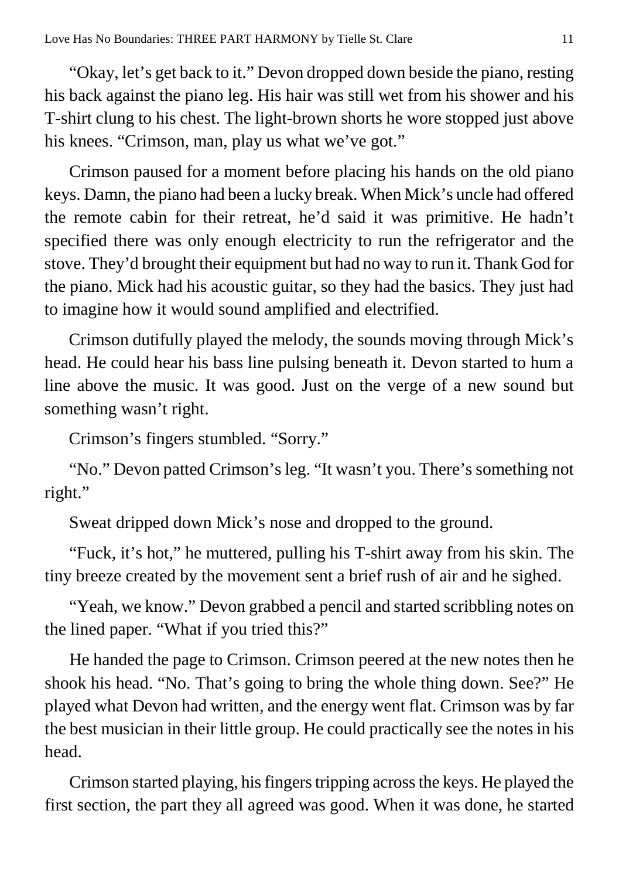"Okay, let's get back to it." Devon dropped down beside the piano, resting his back against the piano leg. His hair was still wet from his shower and his T-shirt clung to his chest. The light-brown shorts he wore stopped just above his knees. "Crimson, man, play us what we've got."

Crimson paused for a moment before placing his hands on the old piano keys. Damn, the piano had been a lucky break. When Mick's uncle had offered the remote cabin for their retreat, he'd said it was primitive. He hadn't specified there was only enough electricity to run the refrigerator and the stove. They'd brought their equipment but had no way to run it. Thank God for the piano. Mick had his acoustic guitar, so they had the basics. They just had to imagine how it would sound amplified and electrified.

Crimson dutifully played the melody, the sounds moving through Mick's head. He could hear his bass line pulsing beneath it. Devon started to hum a line above the music. It was good. Just on the verge of a new sound but something wasn't right.

Crimson's fingers stumbled. "Sorry."

"No." Devon patted Crimson's leg. "It wasn't you. There's something not right."

Sweat dripped down Mick's nose and dropped to the ground.

"Fuck, it's hot," he muttered, pulling his T-shirt away from his skin. The tiny breeze created by the movement sent a brief rush of air and he sighed.

"Yeah, we know." Devon grabbed a pencil and started scribbling notes on the lined paper. "What if you tried this?"

He handed the page to Crimson. Crimson peered at the new notes then he shook his head. "No. That's going to bring the whole thing down. See?" He played what Devon had written, and the energy went flat. Crimson was by far the best musician in their little group. He could practically see the notes in his head.

Crimson started playing, his fingers tripping across the keys. He played the first section, the part they all agreed was good. When it was done, he started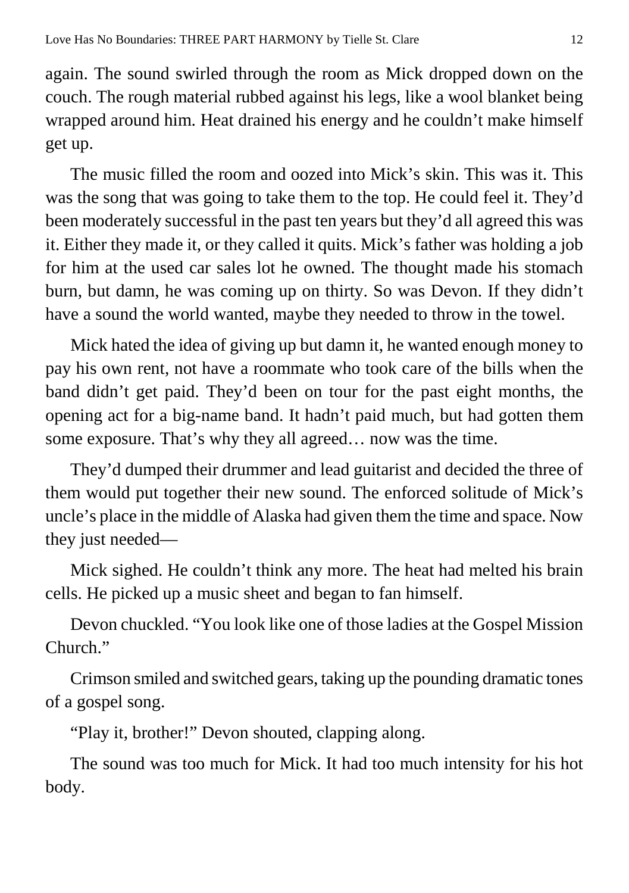again. The sound swirled through the room as Mick dropped down on the couch. The rough material rubbed against his legs, like a wool blanket being wrapped around him. Heat drained his energy and he couldn't make himself get up.

The music filled the room and oozed into Mick's skin. This was it. This was the song that was going to take them to the top. He could feel it. They'd been moderately successful in the past ten years but they'd all agreed this was it. Either they made it, or they called it quits. Mick's father was holding a job for him at the used car sales lot he owned. The thought made his stomach burn, but damn, he was coming up on thirty. So was Devon. If they didn't have a sound the world wanted, maybe they needed to throw in the towel.

Mick hated the idea of giving up but damn it, he wanted enough money to pay his own rent, not have a roommate who took care of the bills when the band didn't get paid. They'd been on tour for the past eight months, the opening act for a big-name band. It hadn't paid much, but had gotten them some exposure. That's why they all agreed… now was the time.

They'd dumped their drummer and lead guitarist and decided the three of them would put together their new sound. The enforced solitude of Mick's uncle's place in the middle of Alaska had given them the time and space. Now they just needed—

Mick sighed. He couldn't think any more. The heat had melted his brain cells. He picked up a music sheet and began to fan himself.

Devon chuckled. "You look like one of those ladies at the Gospel Mission Church."

Crimson smiled and switched gears, taking up the pounding dramatic tones of a gospel song.

"Play it, brother!" Devon shouted, clapping along.

The sound was too much for Mick. It had too much intensity for his hot body.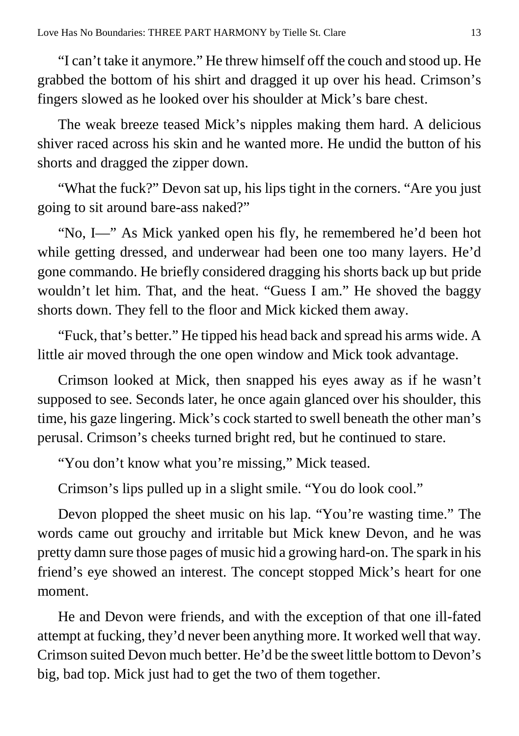"I can't take it anymore." He threw himself off the couch and stood up. He grabbed the bottom of his shirt and dragged it up over his head. Crimson's fingers slowed as he looked over his shoulder at Mick's bare chest.

The weak breeze teased Mick's nipples making them hard. A delicious shiver raced across his skin and he wanted more. He undid the button of his shorts and dragged the zipper down.

"What the fuck?" Devon sat up, his lips tight in the corners. "Are you just going to sit around bare-ass naked?"

"No, I—" As Mick yanked open his fly, he remembered he'd been hot while getting dressed, and underwear had been one too many layers. He'd gone commando. He briefly considered dragging his shorts back up but pride wouldn't let him. That, and the heat. "Guess I am." He shoved the baggy shorts down. They fell to the floor and Mick kicked them away.

"Fuck, that's better." He tipped his head back and spread his arms wide. A little air moved through the one open window and Mick took advantage.

Crimson looked at Mick, then snapped his eyes away as if he wasn't supposed to see. Seconds later, he once again glanced over his shoulder, this time, his gaze lingering. Mick's cock started to swell beneath the other man's perusal. Crimson's cheeks turned bright red, but he continued to stare.

"You don't know what you're missing," Mick teased.

Crimson's lips pulled up in a slight smile. "You do look cool."

Devon plopped the sheet music on his lap. "You're wasting time." The words came out grouchy and irritable but Mick knew Devon, and he was pretty damn sure those pages of music hid a growing hard-on. The spark in his friend's eye showed an interest. The concept stopped Mick's heart for one moment.

He and Devon were friends, and with the exception of that one ill-fated attempt at fucking, they'd never been anything more. It worked well that way. Crimson suited Devon much better. He'd be the sweet little bottom to Devon's big, bad top. Mick just had to get the two of them together.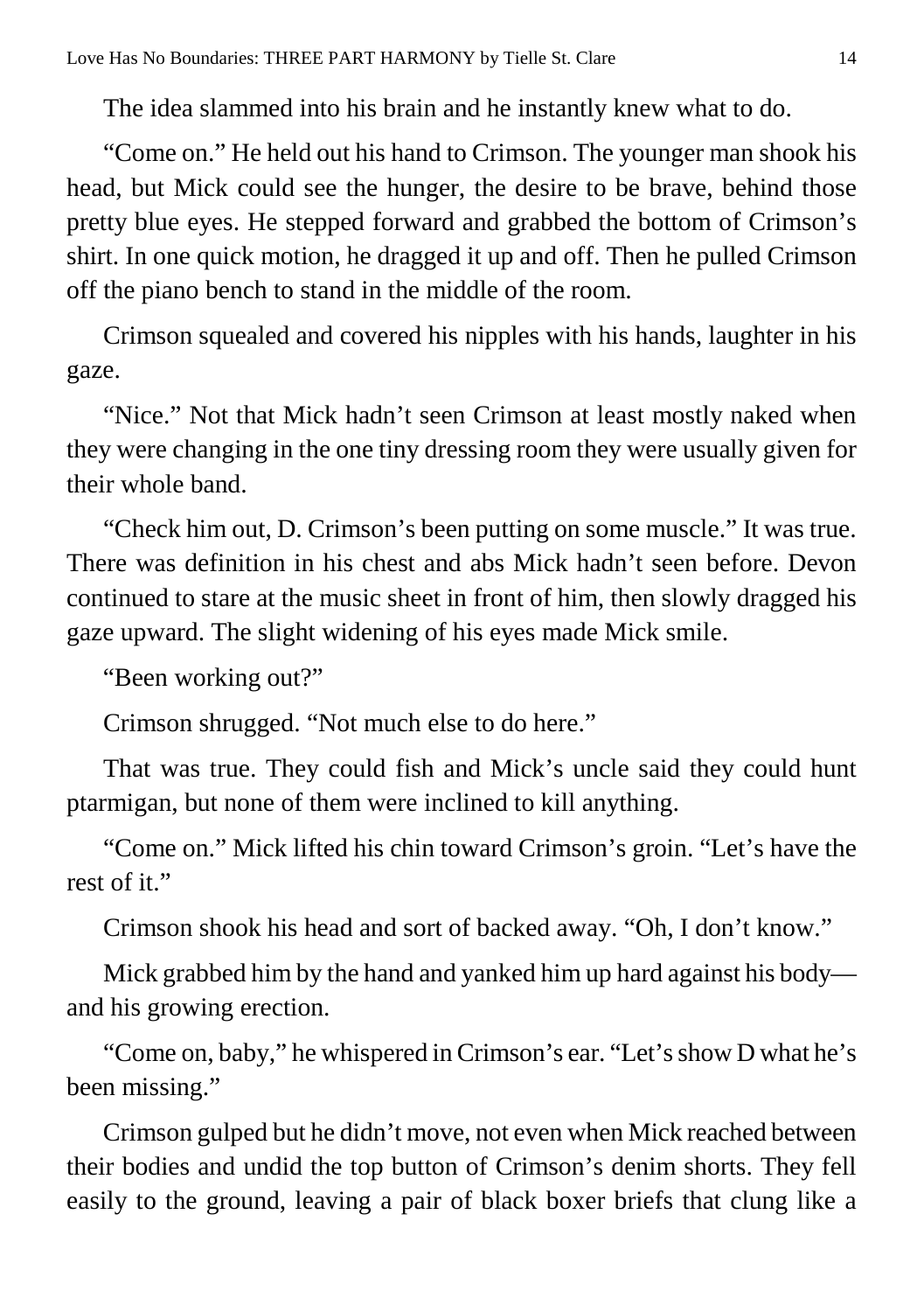The idea slammed into his brain and he instantly knew what to do.

"Come on." He held out his hand to Crimson. The younger man shook his head, but Mick could see the hunger, the desire to be brave, behind those pretty blue eyes. He stepped forward and grabbed the bottom of Crimson's shirt. In one quick motion, he dragged it up and off. Then he pulled Crimson off the piano bench to stand in the middle of the room.

Crimson squealed and covered his nipples with his hands, laughter in his gaze.

"Nice." Not that Mick hadn't seen Crimson at least mostly naked when they were changing in the one tiny dressing room they were usually given for their whole band.

"Check him out, D. Crimson's been putting on some muscle." It was true. There was definition in his chest and abs Mick hadn't seen before. Devon continued to stare at the music sheet in front of him, then slowly dragged his gaze upward. The slight widening of his eyes made Mick smile.

"Been working out?"

Crimson shrugged. "Not much else to do here."

That was true. They could fish and Mick's uncle said they could hunt ptarmigan, but none of them were inclined to kill anything.

"Come on." Mick lifted his chin toward Crimson's groin. "Let's have the rest of it."

Crimson shook his head and sort of backed away. "Oh, I don't know."

Mick grabbed him by the hand and yanked him up hard against his body—and his growing erection.

"Come on, baby," he whispered in Crimson's ear. "Let's show D what he's been missing."

Crimson gulped but he didn't move, not even when Mick reached between their bodies and undid the top button of Crimson's denim shorts. They fell easily to the ground, leaving a pair of black boxer briefs that clung like a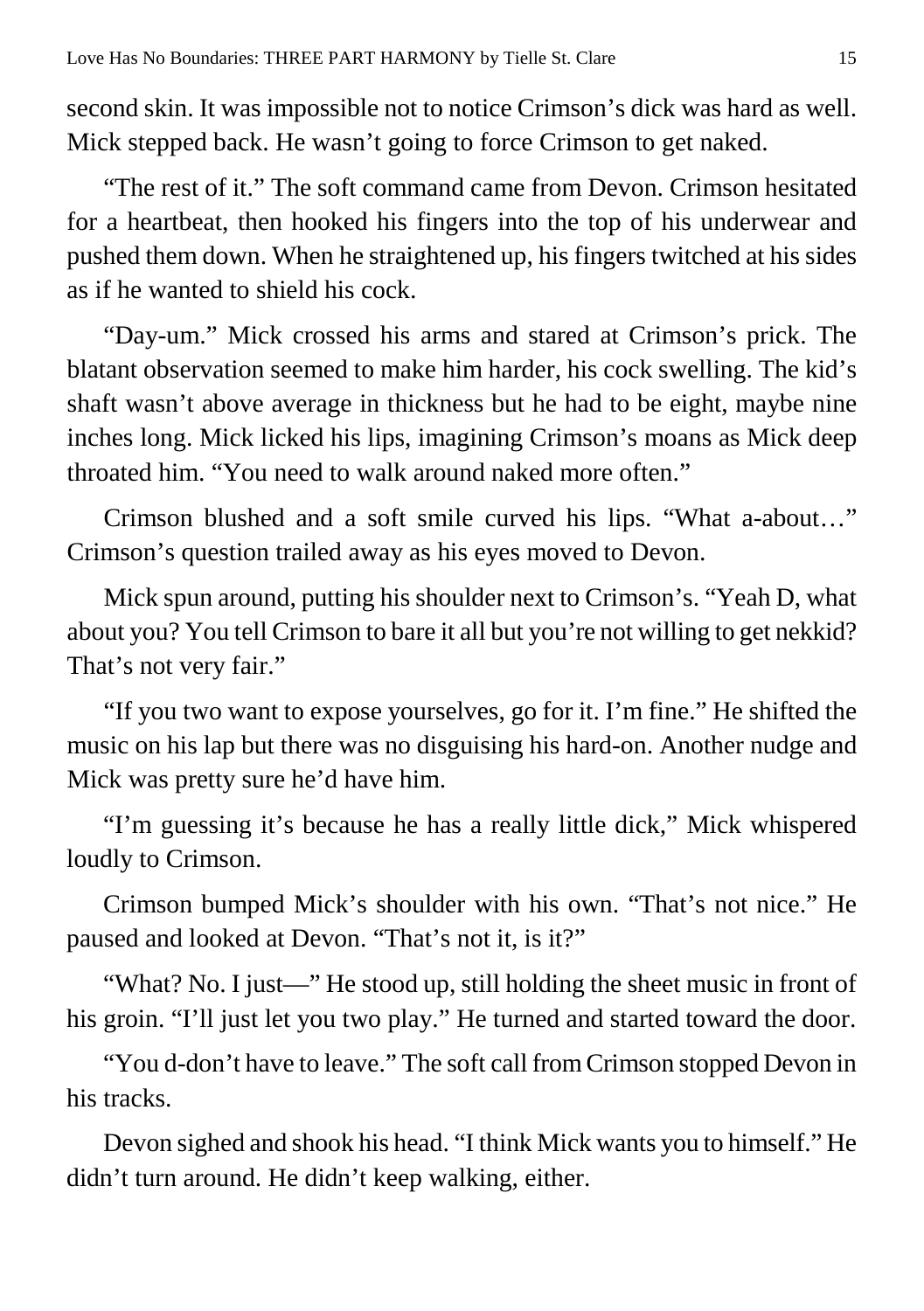second skin. It was impossible not to notice Crimson's dick was hard as well. Mick stepped back. He wasn't going to force Crimson to get naked.

"The rest of it." The soft command came from Devon. Crimson hesitated for a heartbeat, then hooked his fingers into the top of his underwear and pushed them down. When he straightened up, his fingers twitched at his sides as if he wanted to shield his cock.

"Day-um." Mick crossed his arms and stared at Crimson's prick. The blatant observation seemed to make him harder, his cock swelling. The kid's shaft wasn't above average in thickness but he had to be eight, maybe nine inches long. Mick licked his lips, imagining Crimson's moans as Mick deep throated him. "You need to walk around naked more often."

Crimson blushed and a soft smile curved his lips. "What a-about…" Crimson's question trailed away as his eyes moved to Devon.

Mick spun around, putting his shoulder next to Crimson's. "Yeah D, what about you? You tell Crimson to bare it all but you're not willing to get nekkid? That's not very fair."

"If you two want to expose yourselves, go for it. I'm fine." He shifted the music on his lap but there was no disguising his hard-on. Another nudge and Mick was pretty sure he'd have him.

"I'm guessing it's because he has a really little dick," Mick whispered loudly to Crimson.

Crimson bumped Mick's shoulder with his own. "That's not nice." He paused and looked at Devon. "That's not it, is it?"

"What? No. I just—" He stood up, still holding the sheet music in front of his groin. "I'll just let you two play." He turned and started toward the door.

"You d-don't have to leave." The soft call from Crimson stopped Devon in his tracks.

Devon sighed and shook his head. "I think Mick wants you to himself." He didn't turn around. He didn't keep walking, either.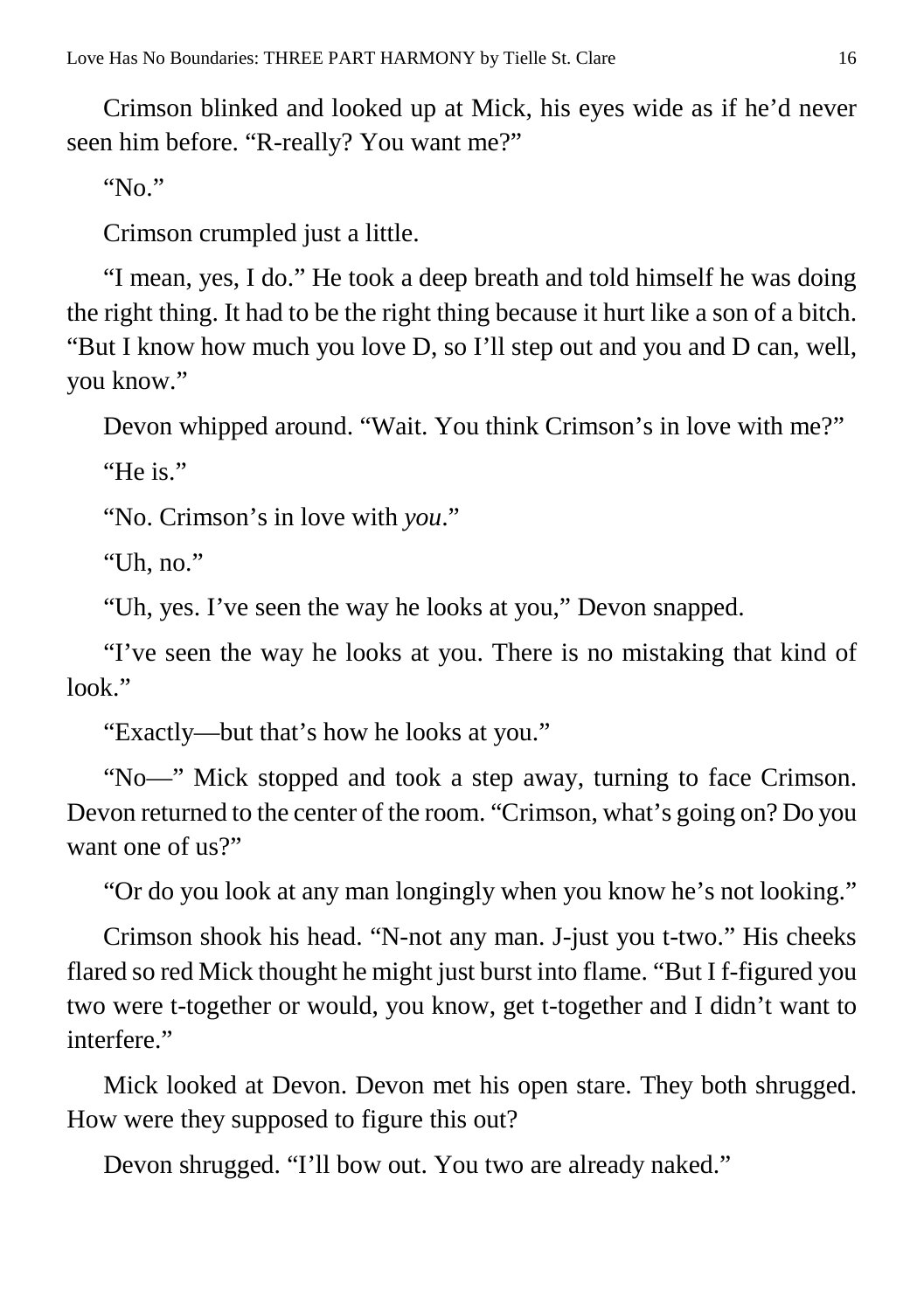Crimson blinked and looked up at Mick, his eyes wide as if he'd never seen him before. "R-really? You want me?"

"No."

Crimson crumpled just a little.

"I mean, yes, I do." He took a deep breath and told himself he was doing the right thing. It had to be the right thing because it hurt like a son of a bitch. "But I know how much you love D, so I'll step out and you and D can, well, you know."

Devon whipped around. "Wait. You think Crimson's in love with me?"

"He is."

"No. Crimson's in love with *you*."

"Uh, no."

"Uh, yes. I've seen the way he looks at you," Devon snapped.

"I've seen the way he looks at you. There is no mistaking that kind of look."

"Exactly—but that's how he looks at you."

"No—" Mick stopped and took a step away, turning to face Crimson. Devon returned to the center of the room. "Crimson, what's going on? Do you want one of us?"

"Or do you look at any man longingly when you know he's not looking."

Crimson shook his head. "N-not any man. J-just you t-two." His cheeks flared so red Mick thought he might just burst into flame. "But I f-figured you two were t-together or would, you know, get t-together and I didn't want to interfere."

Mick looked at Devon. Devon met his open stare. They both shrugged. How were they supposed to figure this out?

Devon shrugged. "I'll bow out. You two are already naked."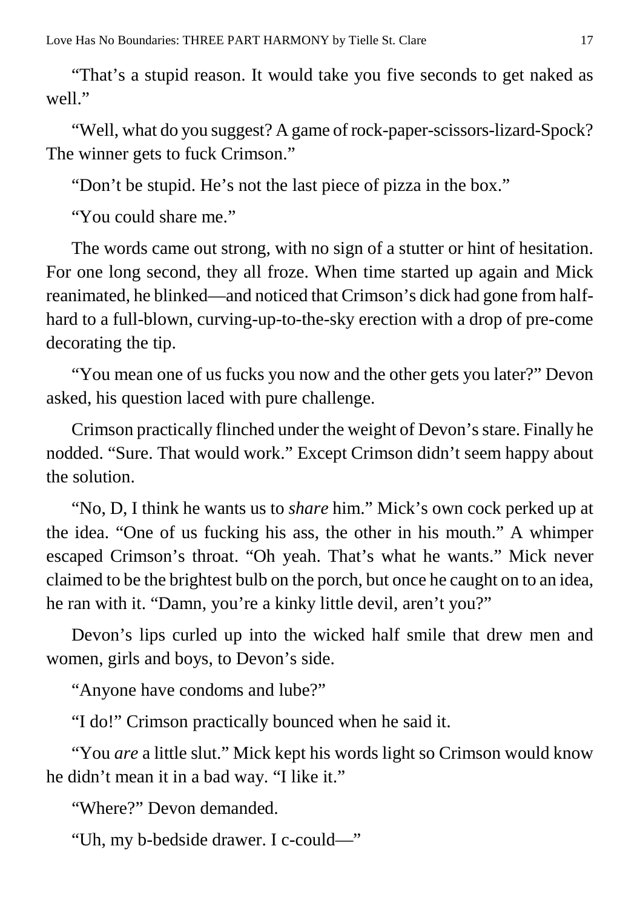"That's a stupid reason. It would take you five seconds to get naked as well."

"Well, what do you suggest? A game of rock-paper-scissors-lizard-Spock? The winner gets to fuck Crimson."

"Don't be stupid. He's not the last piece of pizza in the box."

"You could share me."

The words came out strong, with no sign of a stutter or hint of hesitation. For one long second, they all froze. When time started up again and Mick reanimated, he blinked—and noticed that Crimson's dick had gone from half-hard to a full-blown, curving-up-to-the-sky erection with a drop of pre-come decorating the tip.

"You mean one of us fucks you now and the other gets you later?" Devon asked, his question laced with pure challenge.

Crimson practically flinched under the weight of Devon's stare. Finally he nodded. "Sure. That would work." Except Crimson didn't seem happy about the solution.

"No, D, I think he wants us to *share* him." Mick's own cock perked up at the idea. "One of us fucking his ass, the other in his mouth." A whimper escaped Crimson's throat. "Oh yeah. That's what he wants." Mick never claimed to be the brightest bulb on the porch, but once he caught on to an idea, he ran with it. "Damn, you're a kinky little devil, aren't you?"

Devon's lips curled up into the wicked half smile that drew men and women, girls and boys, to Devon's side.

"Anyone have condoms and lube?"

"I do!" Crimson practically bounced when he said it.

"You *are* a little slut." Mick kept his words light so Crimson would know he didn't mean it in a bad way. "I like it."

"Where?" Devon demanded.

"Uh, my b-bedside drawer. I c-could—"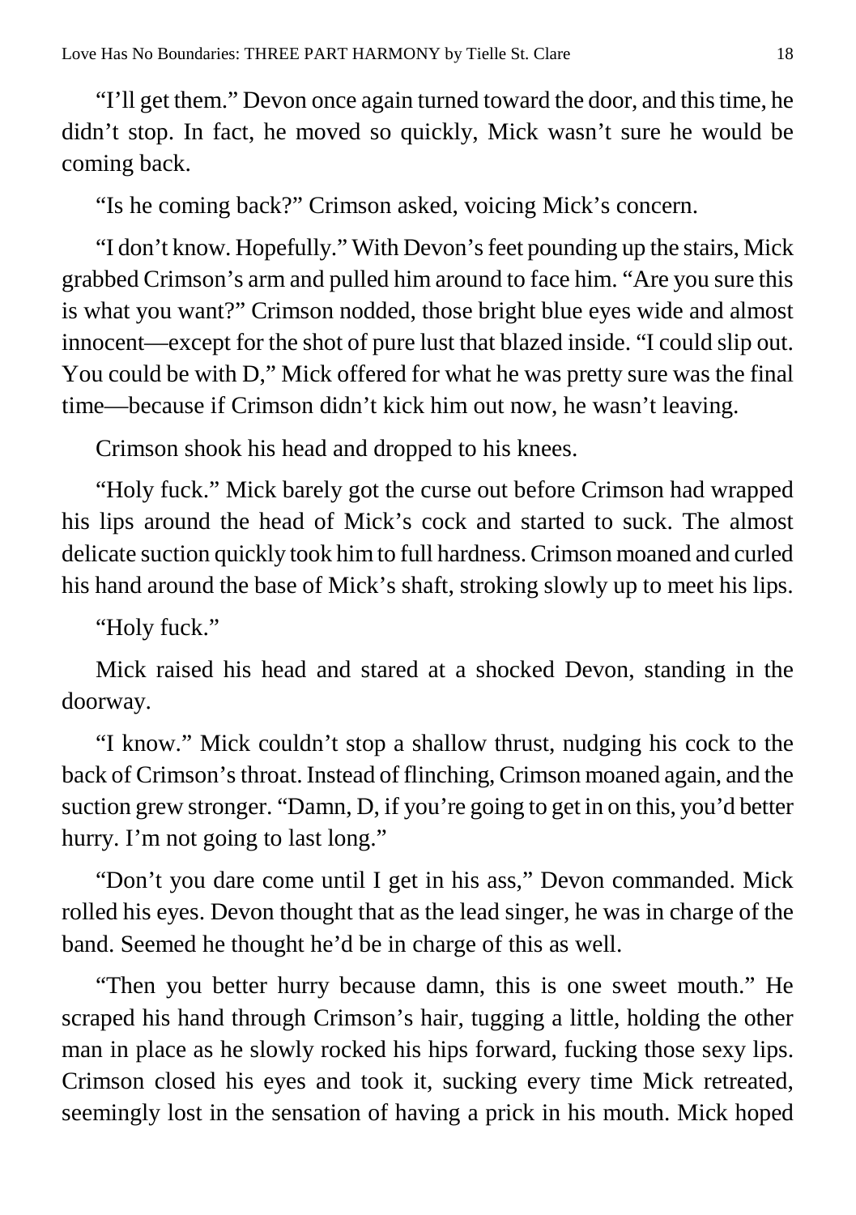"I'll get them." Devon once again turned toward the door, and this time, he didn't stop. In fact, he moved so quickly, Mick wasn't sure he would be coming back.

"Is he coming back?" Crimson asked, voicing Mick's concern.

"I don't know. Hopefully." With Devon's feet pounding up the stairs, Mick grabbed Crimson's arm and pulled him around to face him. "Are you sure this is what you want?" Crimson nodded, those bright blue eyes wide and almost innocent—except for the shot of pure lust that blazed inside. "I could slip out. You could be with D," Mick offered for what he was pretty sure was the final time—because if Crimson didn't kick him out now, he wasn't leaving.

Crimson shook his head and dropped to his knees.

"Holy fuck." Mick barely got the curse out before Crimson had wrapped his lips around the head of Mick's cock and started to suck. The almost delicate suction quickly took him to full hardness. Crimson moaned and curled his hand around the base of Mick's shaft, stroking slowly up to meet his lips.

"Holy fuck."

Mick raised his head and stared at a shocked Devon, standing in the doorway.

"I know." Mick couldn't stop a shallow thrust, nudging his cock to the back of Crimson's throat. Instead of flinching, Crimson moaned again, and the suction grew stronger. "Damn, D, if you're going to get in on this, you'd better hurry. I'm not going to last long."

"Don't you dare come until I get in his ass," Devon commanded. Mick rolled his eyes. Devon thought that as the lead singer, he was in charge of the band. Seemed he thought he'd be in charge of this as well.

"Then you better hurry because damn, this is one sweet mouth." He scraped his hand through Crimson's hair, tugging a little, holding the other man in place as he slowly rocked his hips forward, fucking those sexy lips. Crimson closed his eyes and took it, sucking every time Mick retreated, seemingly lost in the sensation of having a prick in his mouth. Mick hoped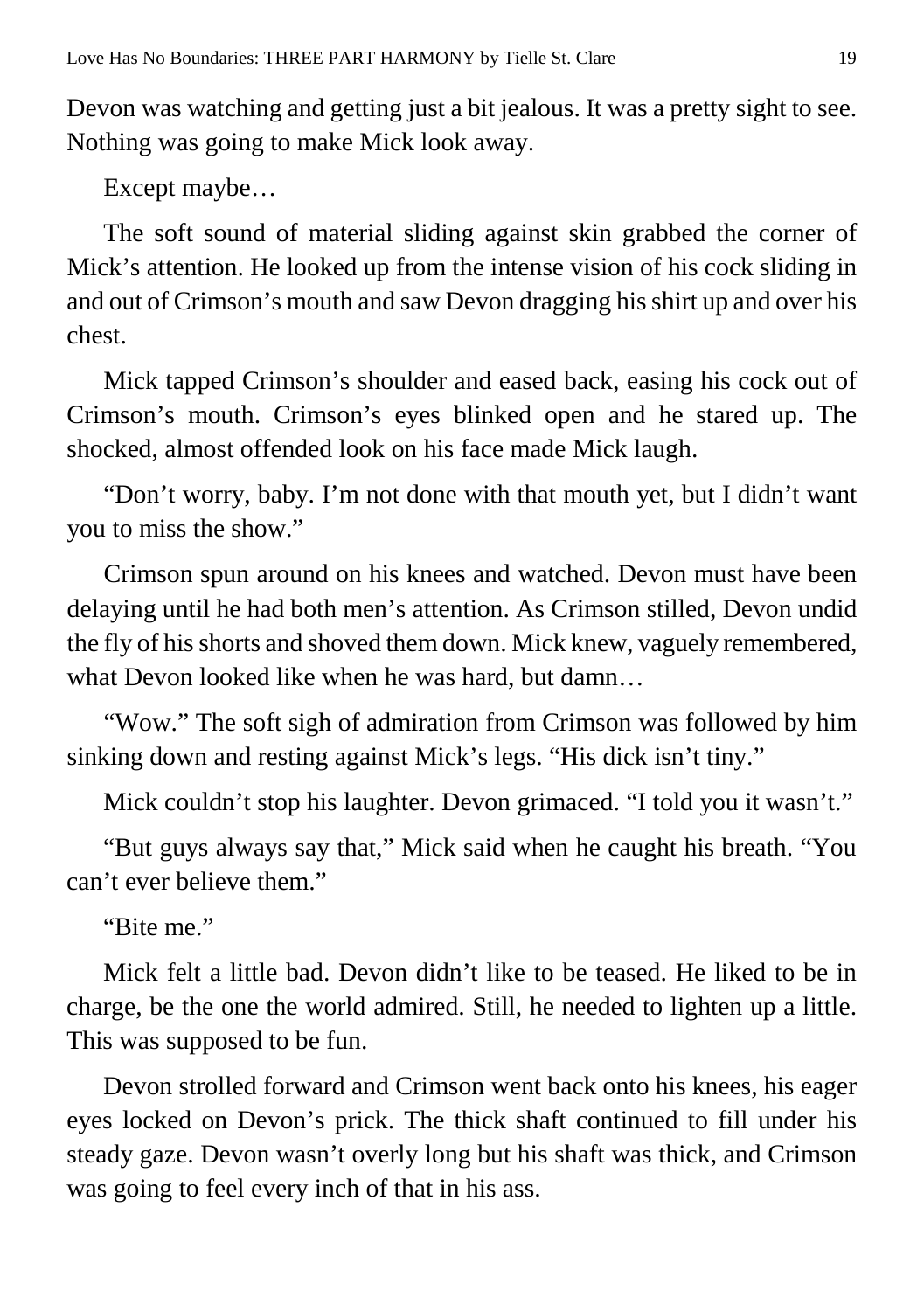Devon was watching and getting just a bit jealous. It was a pretty sight to see. Nothing was going to make Mick look away.

Except maybe…

The soft sound of material sliding against skin grabbed the corner of Mick's attention. He looked up from the intense vision of his cock sliding in and out of Crimson's mouth and saw Devon dragging his shirt up and over his chest.

Mick tapped Crimson's shoulder and eased back, easing his cock out of Crimson's mouth. Crimson's eyes blinked open and he stared up. The shocked, almost offended look on his face made Mick laugh.

"Don't worry, baby. I'm not done with that mouth yet, but I didn't want you to miss the show."

Crimson spun around on his knees and watched. Devon must have been delaying until he had both men's attention. As Crimson stilled, Devon undid the fly of his shorts and shoved them down. Mick knew, vaguely remembered, what Devon looked like when he was hard, but damn…

"Wow." The soft sigh of admiration from Crimson was followed by him sinking down and resting against Mick's legs. "His dick isn't tiny."

Mick couldn't stop his laughter. Devon grimaced. "I told you it wasn't."

"But guys always say that," Mick said when he caught his breath. "You can't ever believe them."

"Bite me."

Mick felt a little bad. Devon didn't like to be teased. He liked to be in charge, be the one the world admired. Still, he needed to lighten up a little. This was supposed to be fun.

Devon strolled forward and Crimson went back onto his knees, his eager eyes locked on Devon's prick. The thick shaft continued to fill under his steady gaze. Devon wasn't overly long but his shaft was thick, and Crimson was going to feel every inch of that in his ass.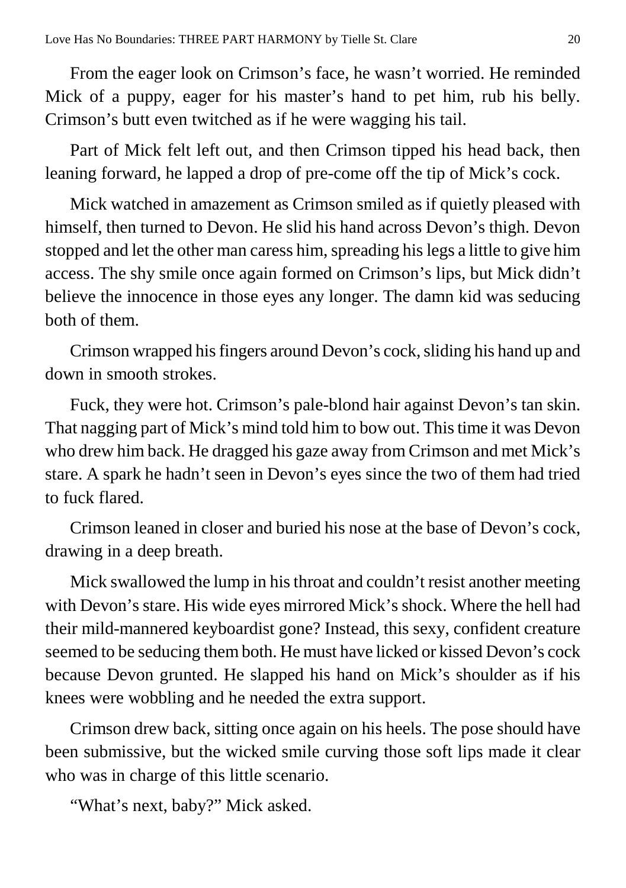From the eager look on Crimson's face, he wasn't worried. He reminded Mick of a puppy, eager for his master's hand to pet him, rub his belly. Crimson's butt even twitched as if he were wagging his tail.

Part of Mick felt left out, and then Crimson tipped his head back, then leaning forward, he lapped a drop of pre-come off the tip of Mick's cock.

Mick watched in amazement as Crimson smiled as if quietly pleased with himself, then turned to Devon. He slid his hand across Devon's thigh. Devon stopped and let the other man caress him, spreading his legs a little to give him access. The shy smile once again formed on Crimson's lips, but Mick didn't believe the innocence in those eyes any longer. The damn kid was seducing both of them.

Crimson wrapped his fingers around Devon's cock, sliding his hand up and down in smooth strokes.

Fuck, they were hot. Crimson's pale-blond hair against Devon's tan skin. That nagging part of Mick's mind told him to bow out. This time it was Devon who drew him back. He dragged his gaze away from Crimson and met Mick's stare. A spark he hadn't seen in Devon's eyes since the two of them had tried to fuck flared.

Crimson leaned in closer and buried his nose at the base of Devon's cock, drawing in a deep breath.

Mick swallowed the lump in his throat and couldn't resist another meeting with Devon's stare. His wide eyes mirrored Mick's shock. Where the hell had their mild-mannered keyboardist gone? Instead, this sexy, confident creature seemed to be seducing them both. He must have licked or kissed Devon's cock because Devon grunted. He slapped his hand on Mick's shoulder as if his knees were wobbling and he needed the extra support.

Crimson drew back, sitting once again on his heels. The pose should have been submissive, but the wicked smile curving those soft lips made it clear who was in charge of this little scenario.

"What's next, baby?" Mick asked.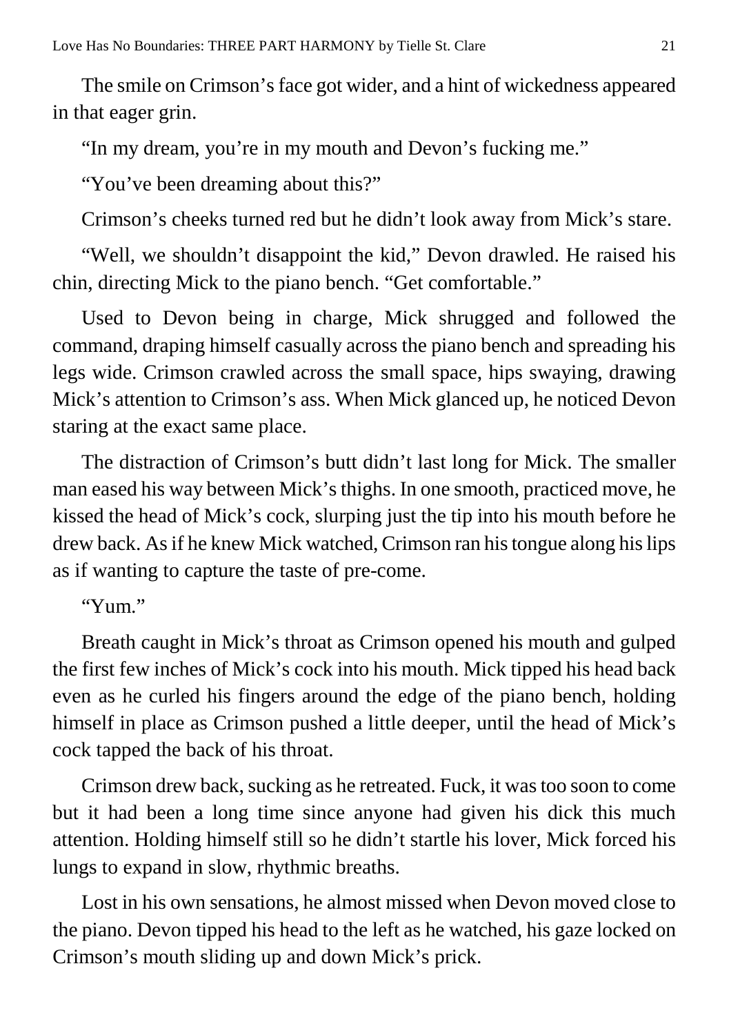The smile on Crimson's face got wider, and a hint of wickedness appeared in that eager grin.

"In my dream, you're in my mouth and Devon's fucking me."

"You've been dreaming about this?"

Crimson's cheeks turned red but he didn't look away from Mick's stare.

"Well, we shouldn't disappoint the kid," Devon drawled. He raised his chin, directing Mick to the piano bench. "Get comfortable."

Used to Devon being in charge, Mick shrugged and followed the command, draping himself casually across the piano bench and spreading his legs wide. Crimson crawled across the small space, hips swaying, drawing Mick's attention to Crimson's ass. When Mick glanced up, he noticed Devon staring at the exact same place.

The distraction of Crimson's butt didn't last long for Mick. The smaller man eased his way between Mick's thighs. In one smooth, practiced move, he kissed the head of Mick's cock, slurping just the tip into his mouth before he drew back. As if he knew Mick watched, Crimson ran his tongue along his lips as if wanting to capture the taste of pre-come.

"Yum."

Breath caught in Mick's throat as Crimson opened his mouth and gulped the first few inches of Mick's cock into his mouth. Mick tipped his head back even as he curled his fingers around the edge of the piano bench, holding himself in place as Crimson pushed a little deeper, until the head of Mick's cock tapped the back of his throat.

Crimson drew back, sucking as he retreated. Fuck, it was too soon to come but it had been a long time since anyone had given his dick this much attention. Holding himself still so he didn't startle his lover, Mick forced his lungs to expand in slow, rhythmic breaths.

Lost in his own sensations, he almost missed when Devon moved close to the piano. Devon tipped his head to the left as he watched, his gaze locked on Crimson's mouth sliding up and down Mick's prick.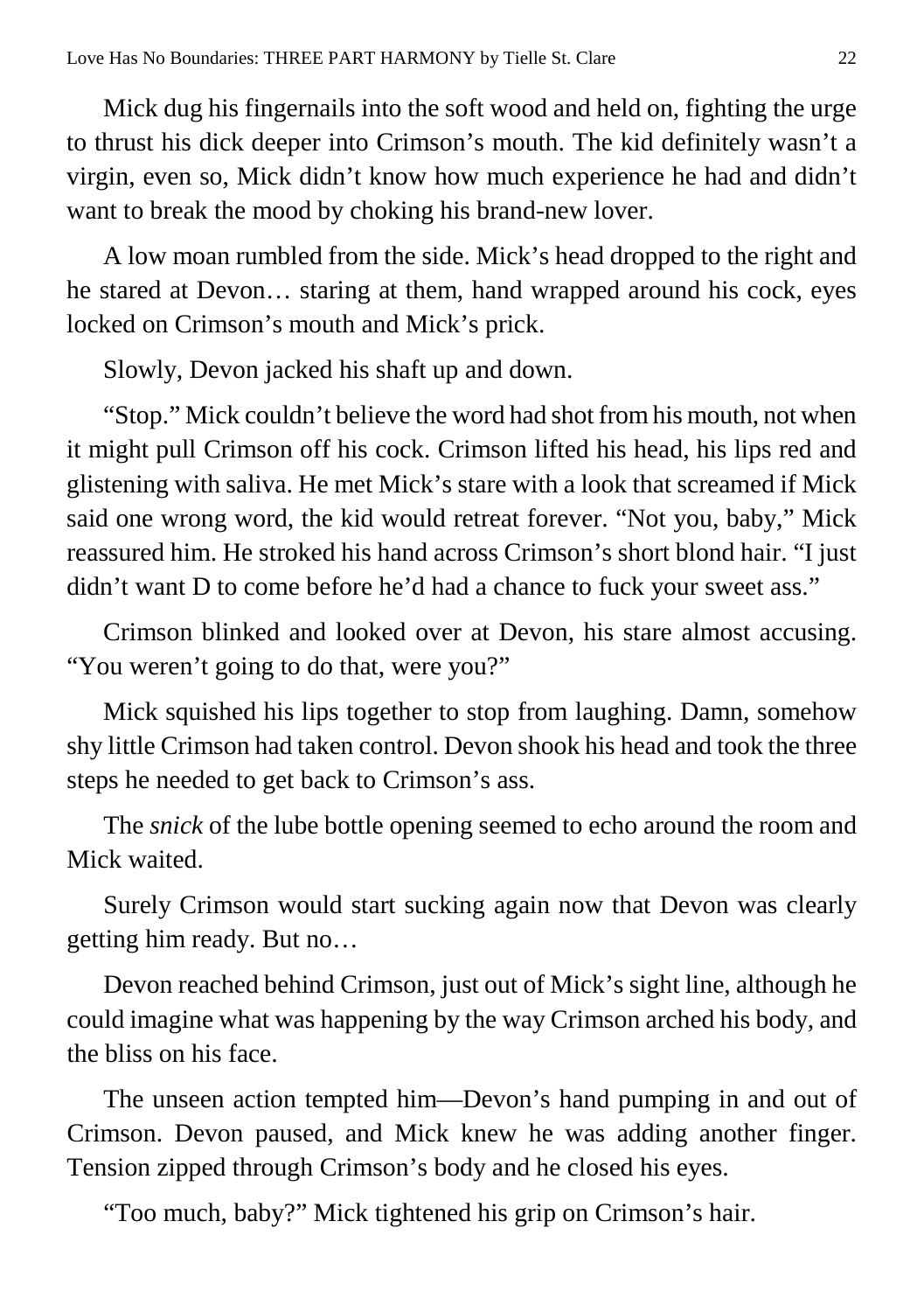Mick dug his fingernails into the soft wood and held on, fighting the urge to thrust his dick deeper into Crimson's mouth. The kid definitely wasn't a virgin, even so, Mick didn't know how much experience he had and didn't want to break the mood by choking his brand-new lover.

A low moan rumbled from the side. Mick's head dropped to the right and he stared at Devon… staring at them, hand wrapped around his cock, eyes locked on Crimson's mouth and Mick's prick.

Slowly, Devon jacked his shaft up and down.

"Stop." Mick couldn't believe the word had shot from his mouth, not when it might pull Crimson off his cock. Crimson lifted his head, his lips red and glistening with saliva. He met Mick's stare with a look that screamed if Mick said one wrong word, the kid would retreat forever. "Not you, baby," Mick reassured him. He stroked his hand across Crimson's short blond hair. "I just didn't want D to come before he'd had a chance to fuck your sweet ass."

Crimson blinked and looked over at Devon, his stare almost accusing. "You weren't going to do that, were you?"

Mick squished his lips together to stop from laughing. Damn, somehow shy little Crimson had taken control. Devon shook his head and took the three steps he needed to get back to Crimson's ass.

The *snick* of the lube bottle opening seemed to echo around the room and Mick waited.

Surely Crimson would start sucking again now that Devon was clearly getting him ready. But no…

Devon reached behind Crimson, just out of Mick's sight line, although he could imagine what was happening by the way Crimson arched his body, and the bliss on his face.

The unseen action tempted him—Devon's hand pumping in and out of Crimson. Devon paused, and Mick knew he was adding another finger. Tension zipped through Crimson's body and he closed his eyes.

"Too much, baby?" Mick tightened his grip on Crimson's hair.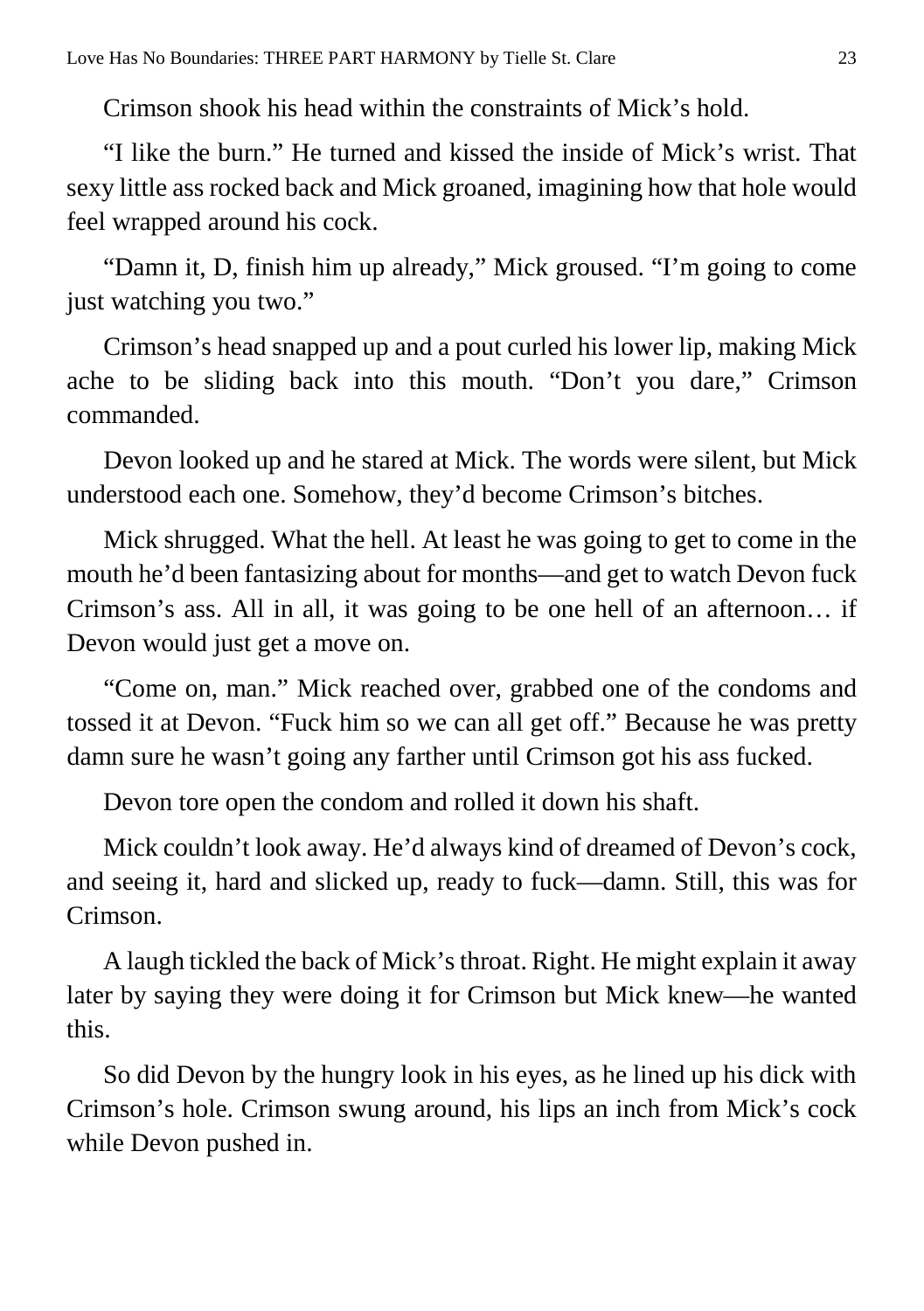Crimson shook his head within the constraints of Mick's hold.

"I like the burn." He turned and kissed the inside of Mick's wrist. That sexy little ass rocked back and Mick groaned, imagining how that hole would feel wrapped around his cock.

"Damn it, D, finish him up already," Mick groused. "I'm going to come just watching you two."

Crimson's head snapped up and a pout curled his lower lip, making Mick ache to be sliding back into this mouth. "Don't you dare," Crimson commanded.

Devon looked up and he stared at Mick. The words were silent, but Mick understood each one. Somehow, they'd become Crimson's bitches.

Mick shrugged. What the hell. At least he was going to get to come in the mouth he'd been fantasizing about for months—and get to watch Devon fuck Crimson's ass. All in all, it was going to be one hell of an afternoon… if Devon would just get a move on.

"Come on, man." Mick reached over, grabbed one of the condoms and tossed it at Devon. "Fuck him so we can all get off." Because he was pretty damn sure he wasn't going any farther until Crimson got his ass fucked.

Devon tore open the condom and rolled it down his shaft.

Mick couldn't look away. He'd always kind of dreamed of Devon's cock, and seeing it, hard and slicked up, ready to fuck—damn. Still, this was for Crimson.

A laugh tickled the back of Mick's throat. Right. He might explain it away later by saying they were doing it for Crimson but Mick knew—he wanted this.

So did Devon by the hungry look in his eyes, as he lined up his dick with Crimson's hole. Crimson swung around, his lips an inch from Mick's cock while Devon pushed in.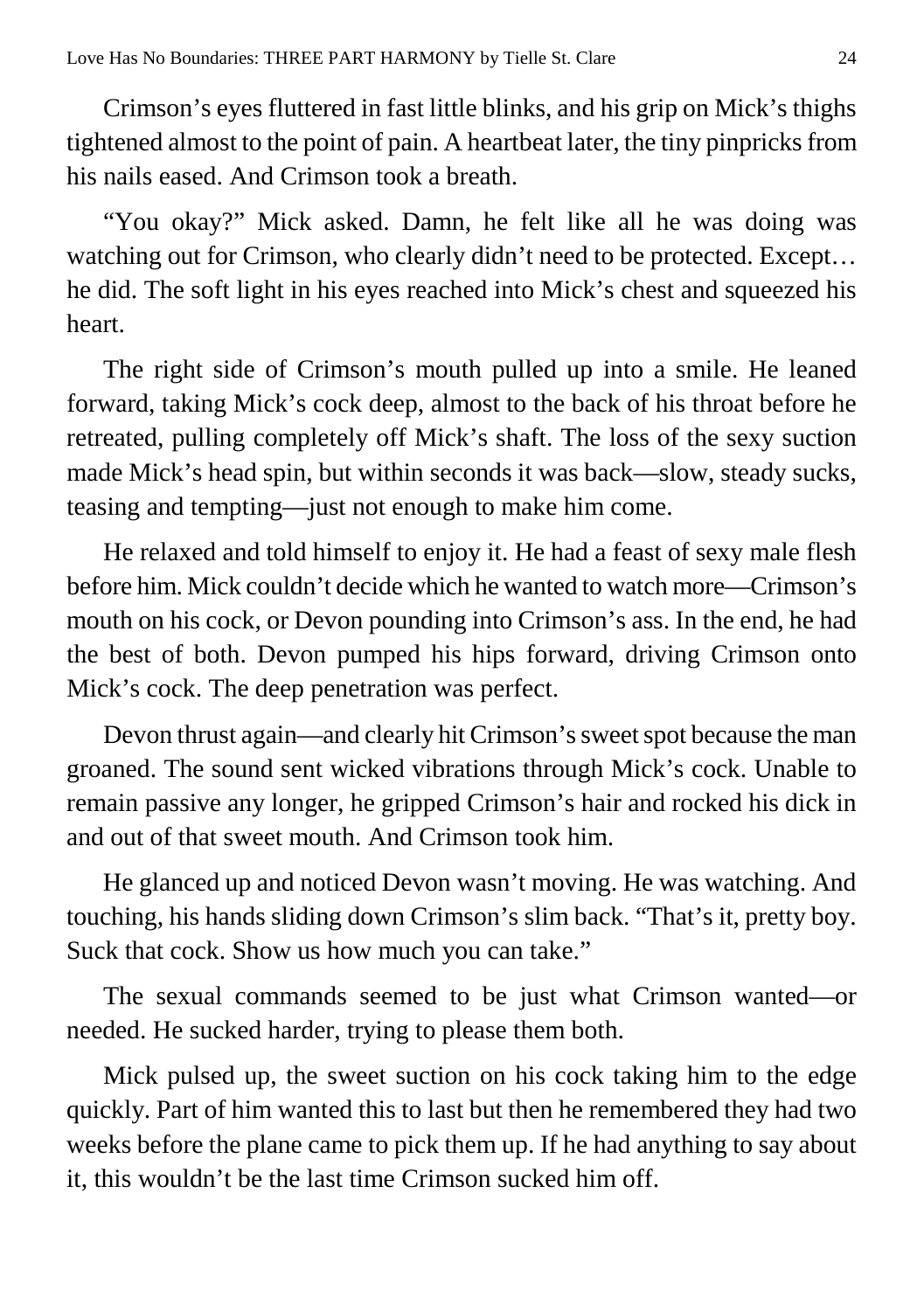Crimson's eyes fluttered in fast little blinks, and his grip on Mick's thighs tightened almost to the point of pain. A heartbeat later, the tiny pinpricks from his nails eased. And Crimson took a breath.

"You okay?" Mick asked. Damn, he felt like all he was doing was watching out for Crimson, who clearly didn't need to be protected. Except… he did. The soft light in his eyes reached into Mick's chest and squeezed his heart.

The right side of Crimson's mouth pulled up into a smile. He leaned forward, taking Mick's cock deep, almost to the back of his throat before he retreated, pulling completely off Mick's shaft. The loss of the sexy suction made Mick's head spin, but within seconds it was back—slow, steady sucks, teasing and tempting—just not enough to make him come.

He relaxed and told himself to enjoy it. He had a feast of sexy male flesh before him. Mick couldn't decide which he wanted to watch more—Crimson's mouth on his cock, or Devon pounding into Crimson's ass. In the end, he had the best of both. Devon pumped his hips forward, driving Crimson onto Mick's cock. The deep penetration was perfect.

Devon thrust again—and clearly hit Crimson's sweet spot because the man groaned. The sound sent wicked vibrations through Mick's cock. Unable to remain passive any longer, he gripped Crimson's hair and rocked his dick in and out of that sweet mouth. And Crimson took him.

He glanced up and noticed Devon wasn't moving. He was watching. And touching, his hands sliding down Crimson's slim back. "That's it, pretty boy. Suck that cock. Show us how much you can take."

The sexual commands seemed to be just what Crimson wanted—or needed. He sucked harder, trying to please them both.

Mick pulsed up, the sweet suction on his cock taking him to the edge quickly. Part of him wanted this to last but then he remembered they had two weeks before the plane came to pick them up. If he had anything to say about it, this wouldn't be the last time Crimson sucked him off.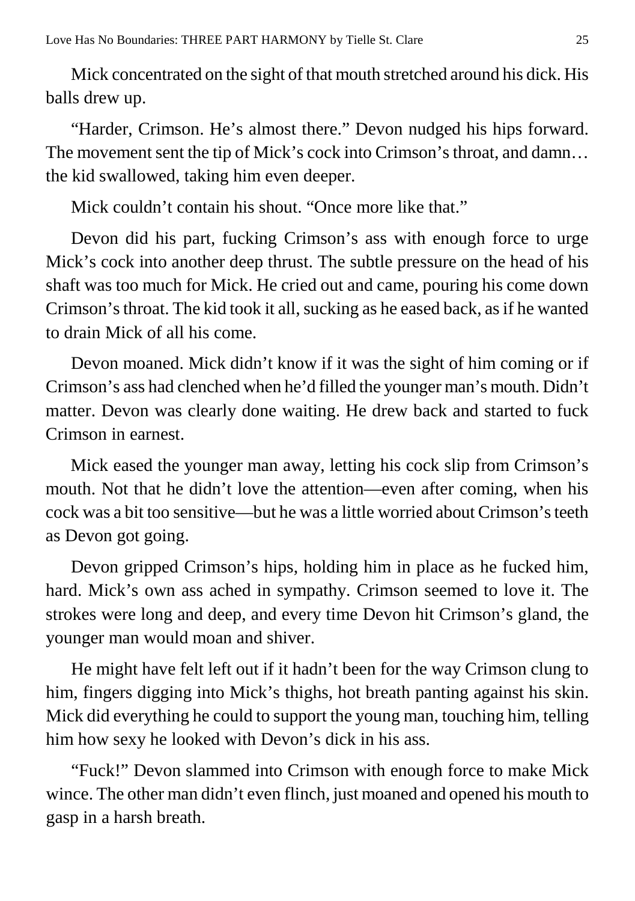Mick concentrated on the sight of that mouth stretched around his dick. His balls drew up.

"Harder, Crimson. He's almost there." Devon nudged his hips forward. The movement sent the tip of Mick's cock into Crimson's throat, and damn… the kid swallowed, taking him even deeper.

Mick couldn't contain his shout. "Once more like that."

Devon did his part, fucking Crimson's ass with enough force to urge Mick's cock into another deep thrust. The subtle pressure on the head of his shaft was too much for Mick. He cried out and came, pouring his come down Crimson's throat. The kid took it all, sucking as he eased back, as if he wanted to drain Mick of all his come.

Devon moaned. Mick didn't know if it was the sight of him coming or if Crimson's ass had clenched when he'd filled the younger man's mouth. Didn't matter. Devon was clearly done waiting. He drew back and started to fuck Crimson in earnest.

Mick eased the younger man away, letting his cock slip from Crimson's mouth. Not that he didn't love the attention—even after coming, when his cock was a bit too sensitive—but he was a little worried about Crimson's teeth as Devon got going.

Devon gripped Crimson's hips, holding him in place as he fucked him, hard. Mick's own ass ached in sympathy. Crimson seemed to love it. The strokes were long and deep, and every time Devon hit Crimson's gland, the younger man would moan and shiver.

He might have felt left out if it hadn't been for the way Crimson clung to him, fingers digging into Mick's thighs, hot breath panting against his skin. Mick did everything he could to support the young man, touching him, telling him how sexy he looked with Devon's dick in his ass.

"Fuck!" Devon slammed into Crimson with enough force to make Mick wince. The other man didn't even flinch, just moaned and opened his mouth to gasp in a harsh breath.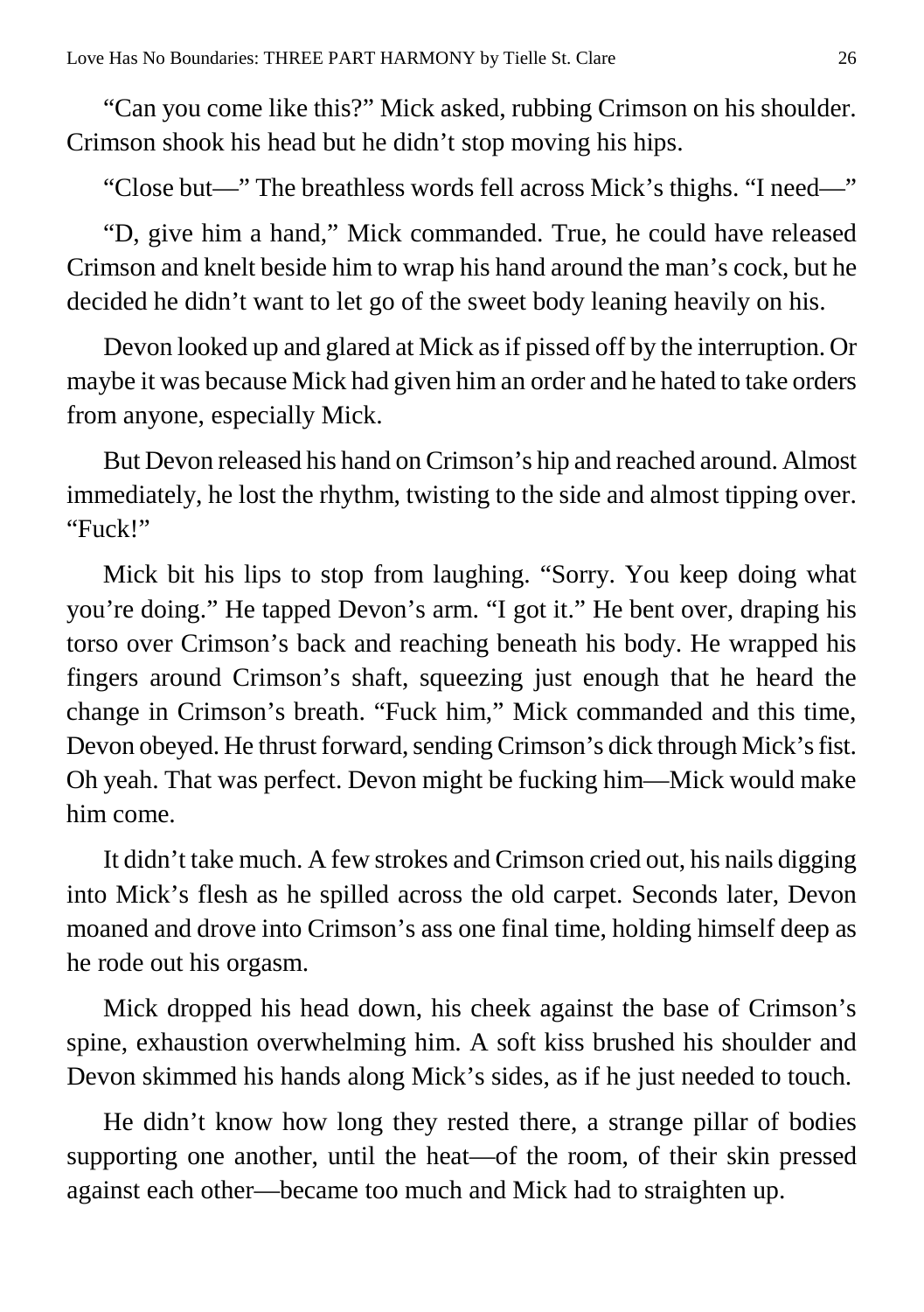"Can you come like this?" Mick asked, rubbing Crimson on his shoulder. Crimson shook his head but he didn't stop moving his hips.

"Close but—" The breathless words fell across Mick's thighs. "I need—"

"D, give him a hand," Mick commanded. True, he could have released Crimson and knelt beside him to wrap his hand around the man's cock, but he decided he didn't want to let go of the sweet body leaning heavily on his.

Devon looked up and glared at Mick as if pissed off by the interruption. Or maybe it was because Mick had given him an order and he hated to take orders from anyone, especially Mick.

But Devon released his hand on Crimson's hip and reached around. Almost immediately, he lost the rhythm, twisting to the side and almost tipping over. "Fuck!"

Mick bit his lips to stop from laughing. "Sorry. You keep doing what you're doing." He tapped Devon's arm. "I got it." He bent over, draping his torso over Crimson's back and reaching beneath his body. He wrapped his fingers around Crimson's shaft, squeezing just enough that he heard the change in Crimson's breath. "Fuck him," Mick commanded and this time, Devon obeyed. He thrust forward, sending Crimson's dick through Mick's fist. Oh yeah. That was perfect. Devon might be fucking him—Mick would make him come.

It didn't take much. A few strokes and Crimson cried out, his nails digging into Mick's flesh as he spilled across the old carpet. Seconds later, Devon moaned and drove into Crimson's ass one final time, holding himself deep as he rode out his orgasm.

Mick dropped his head down, his cheek against the base of Crimson's spine, exhaustion overwhelming him. A soft kiss brushed his shoulder and Devon skimmed his hands along Mick's sides, as if he just needed to touch.

He didn't know how long they rested there, a strange pillar of bodies supporting one another, until the heat—of the room, of their skin pressed against each other—became too much and Mick had to straighten up.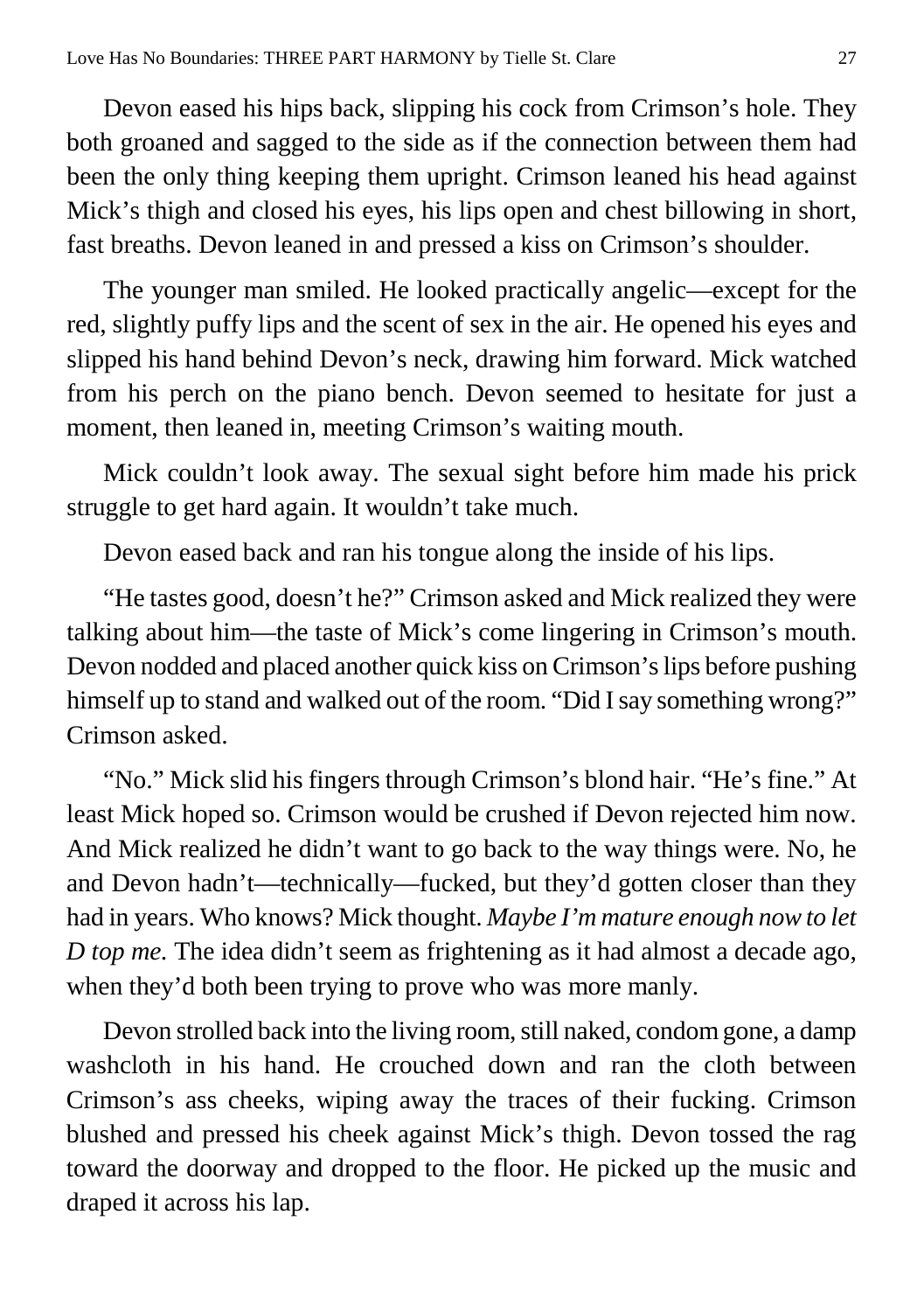Devon eased his hips back, slipping his cock from Crimson's hole. They both groaned and sagged to the side as if the connection between them had been the only thing keeping them upright. Crimson leaned his head against Mick's thigh and closed his eyes, his lips open and chest billowing in short, fast breaths. Devon leaned in and pressed a kiss on Crimson's shoulder.

The younger man smiled. He looked practically angelic—except for the red, slightly puffy lips and the scent of sex in the air. He opened his eyes and slipped his hand behind Devon's neck, drawing him forward. Mick watched from his perch on the piano bench. Devon seemed to hesitate for just a moment, then leaned in, meeting Crimson's waiting mouth.

Mick couldn't look away. The sexual sight before him made his prick struggle to get hard again. It wouldn't take much.

Devon eased back and ran his tongue along the inside of his lips.

"He tastes good, doesn't he?" Crimson asked and Mick realized they were talking about him—the taste of Mick's come lingering in Crimson's mouth. Devon nodded and placed another quick kiss on Crimson's lips before pushing himself up to stand and walked out of the room. "Did I say something wrong?" Crimson asked.

"No." Mick slid his fingers through Crimson's blond hair. "He's fine." At least Mick hoped so. Crimson would be crushed if Devon rejected him now. And Mick realized he didn't want to go back to the way things were. No, he and Devon hadn't—technically—fucked, but they'd gotten closer than they had in years. Who knows? Mick thought. *Maybe I'm mature enough now to let D top me.* The idea didn't seem as frightening as it had almost a decade ago, when they'd both been trying to prove who was more manly.

Devon strolled back into the living room, still naked, condom gone, a damp washcloth in his hand. He crouched down and ran the cloth between Crimson's ass cheeks, wiping away the traces of their fucking. Crimson blushed and pressed his cheek against Mick's thigh. Devon tossed the rag toward the doorway and dropped to the floor. He picked up the music and draped it across his lap.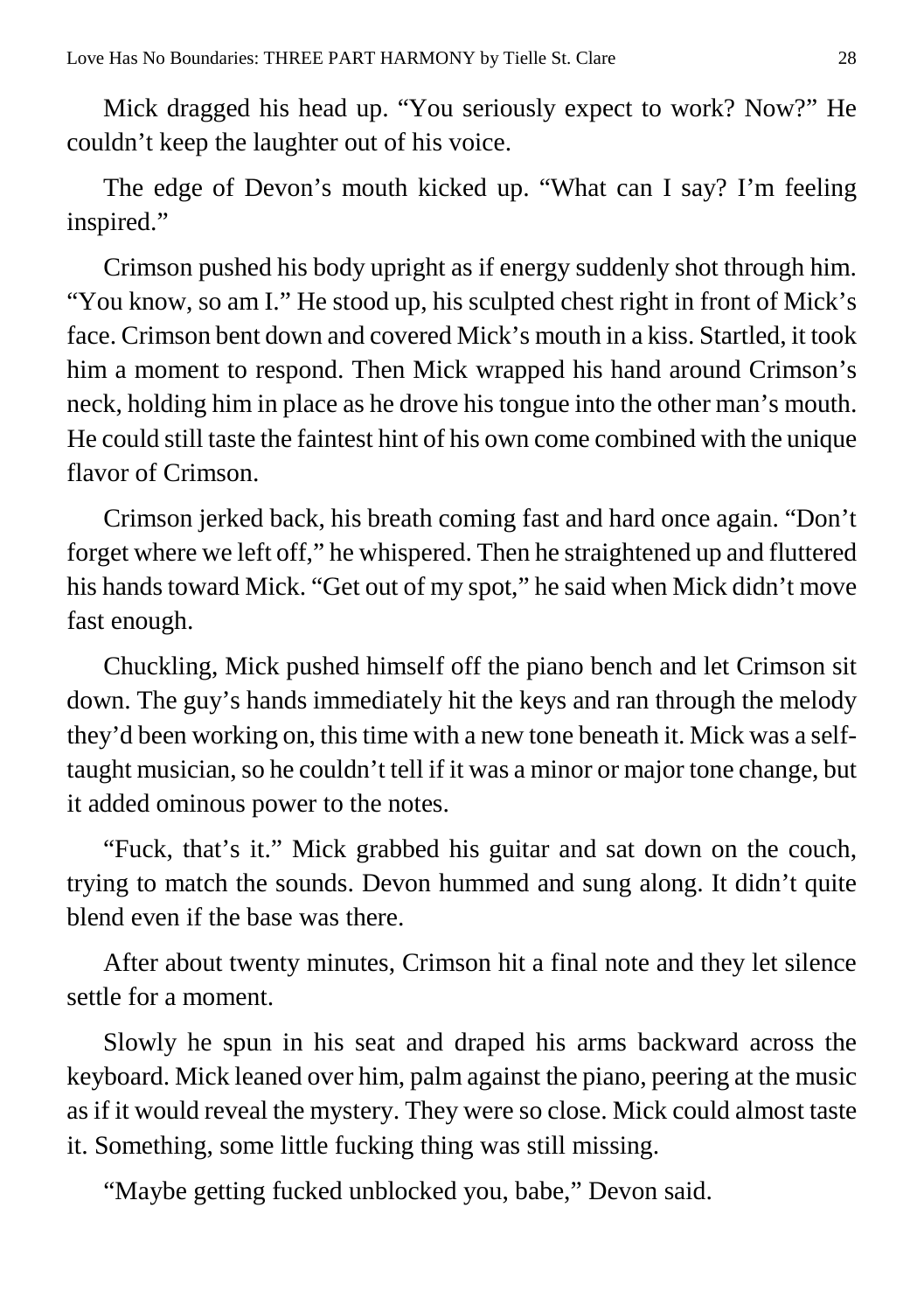Mick dragged his head up. "You seriously expect to work? Now?" He couldn't keep the laughter out of his voice.

The edge of Devon's mouth kicked up. "What can I say? I'm feeling inspired."

Crimson pushed his body upright as if energy suddenly shot through him. "You know, so am I." He stood up, his sculpted chest right in front of Mick's face. Crimson bent down and covered Mick's mouth in a kiss. Startled, it took him a moment to respond. Then Mick wrapped his hand around Crimson's neck, holding him in place as he drove his tongue into the other man's mouth. He could still taste the faintest hint of his own come combined with the unique flavor of Crimson.

Crimson jerked back, his breath coming fast and hard once again. "Don't forget where we left off," he whispered. Then he straightened up and fluttered his hands toward Mick. "Get out of my spot," he said when Mick didn't move fast enough.

Chuckling, Mick pushed himself off the piano bench and let Crimson sit down. The guy's hands immediately hit the keys and ran through the melody they'd been working on, this time with a new tone beneath it. Mick was a self-taught musician, so he couldn't tell if it was a minor or major tone change, but it added ominous power to the notes.

"Fuck, that's it." Mick grabbed his guitar and sat down on the couch, trying to match the sounds. Devon hummed and sung along. It didn't quite blend even if the base was there.

After about twenty minutes, Crimson hit a final note and they let silence settle for a moment.

Slowly he spun in his seat and draped his arms backward across the keyboard. Mick leaned over him, palm against the piano, peering at the music as if it would reveal the mystery. They were so close. Mick could almost taste it. Something, some little fucking thing was still missing.

"Maybe getting fucked unblocked you, babe," Devon said.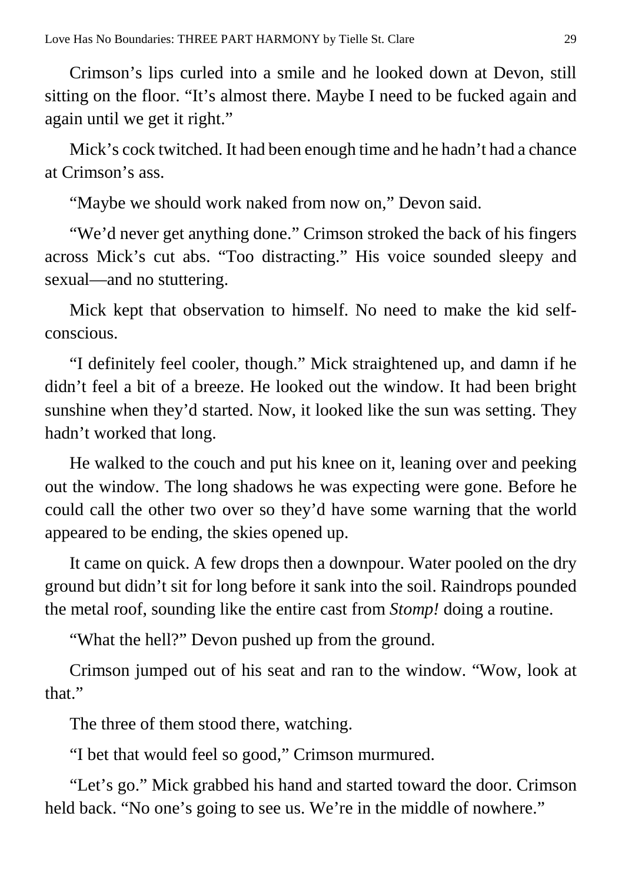Crimson's lips curled into a smile and he looked down at Devon, still sitting on the floor. "It's almost there. Maybe I need to be fucked again and again until we get it right."

Mick's cock twitched. It had been enough time and he hadn't had a chance at Crimson's ass.

"Maybe we should work naked from now on," Devon said.

"We'd never get anything done." Crimson stroked the back of his fingers across Mick's cut abs. "Too distracting." His voice sounded sleepy and sexual—and no stuttering.

Mick kept that observation to himself. No need to make the kid self-conscious.

"I definitely feel cooler, though." Mick straightened up, and damn if he didn't feel a bit of a breeze. He looked out the window. It had been bright sunshine when they'd started. Now, it looked like the sun was setting. They hadn't worked that long.

He walked to the couch and put his knee on it, leaning over and peeking out the window. The long shadows he was expecting were gone. Before he could call the other two over so they'd have some warning that the world appeared to be ending, the skies opened up.

It came on quick. A few drops then a downpour. Water pooled on the dry ground but didn't sit for long before it sank into the soil. Raindrops pounded the metal roof, sounding like the entire cast from *Stomp!* doing a routine.

"What the hell?" Devon pushed up from the ground.

Crimson jumped out of his seat and ran to the window. "Wow, look at that."

The three of them stood there, watching.

"I bet that would feel so good," Crimson murmured.

"Let's go." Mick grabbed his hand and started toward the door. Crimson held back. "No one's going to see us. We're in the middle of nowhere."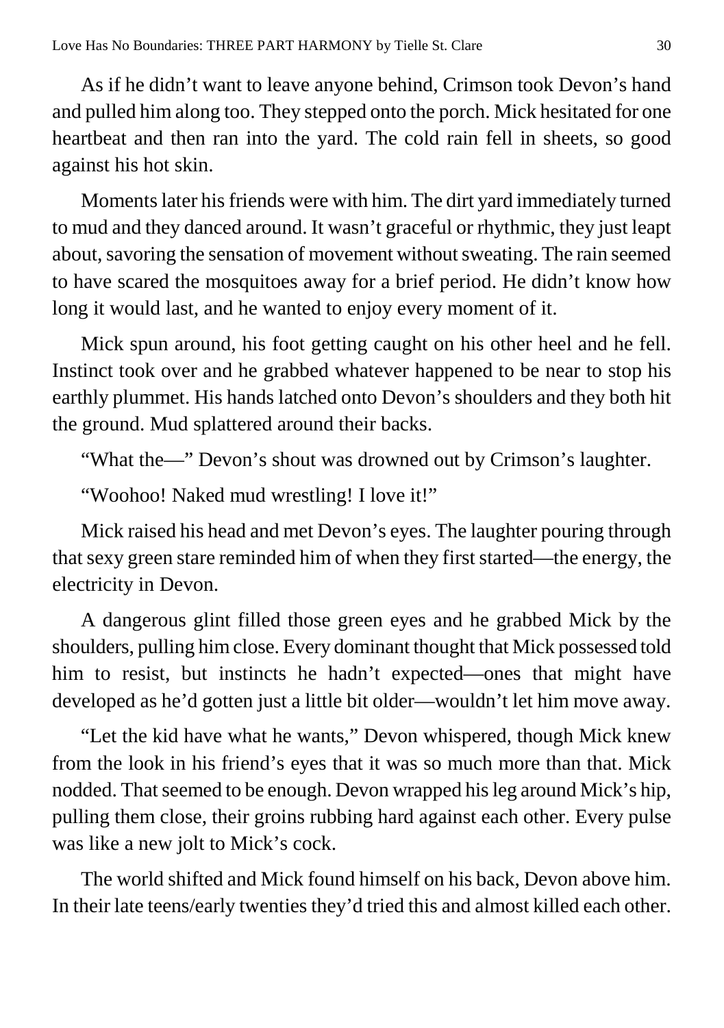As if he didn't want to leave anyone behind, Crimson took Devon's hand and pulled him along too. They stepped onto the porch. Mick hesitated for one heartbeat and then ran into the yard. The cold rain fell in sheets, so good against his hot skin.

Moments later his friends were with him. The dirt yard immediately turned to mud and they danced around. It wasn't graceful or rhythmic, they just leapt about, savoring the sensation of movement without sweating. The rain seemed to have scared the mosquitoes away for a brief period. He didn't know how long it would last, and he wanted to enjoy every moment of it.

Mick spun around, his foot getting caught on his other heel and he fell. Instinct took over and he grabbed whatever happened to be near to stop his earthly plummet. His hands latched onto Devon's shoulders and they both hit the ground. Mud splattered around their backs.

"What the—" Devon's shout was drowned out by Crimson's laughter.

"Woohoo! Naked mud wrestling! I love it!"

Mick raised his head and met Devon's eyes. The laughter pouring through that sexy green stare reminded him of when they first started—the energy, the electricity in Devon.

A dangerous glint filled those green eyes and he grabbed Mick by the shoulders, pulling him close. Every dominant thought that Mick possessed told him to resist, but instincts he hadn't expected—ones that might have developed as he'd gotten just a little bit older—wouldn't let him move away.

"Let the kid have what he wants," Devon whispered, though Mick knew from the look in his friend's eyes that it was so much more than that. Mick nodded. That seemed to be enough. Devon wrapped his leg around Mick's hip, pulling them close, their groins rubbing hard against each other. Every pulse was like a new jolt to Mick's cock.

The world shifted and Mick found himself on his back, Devon above him. In their late teens/early twenties they'd tried this and almost killed each other.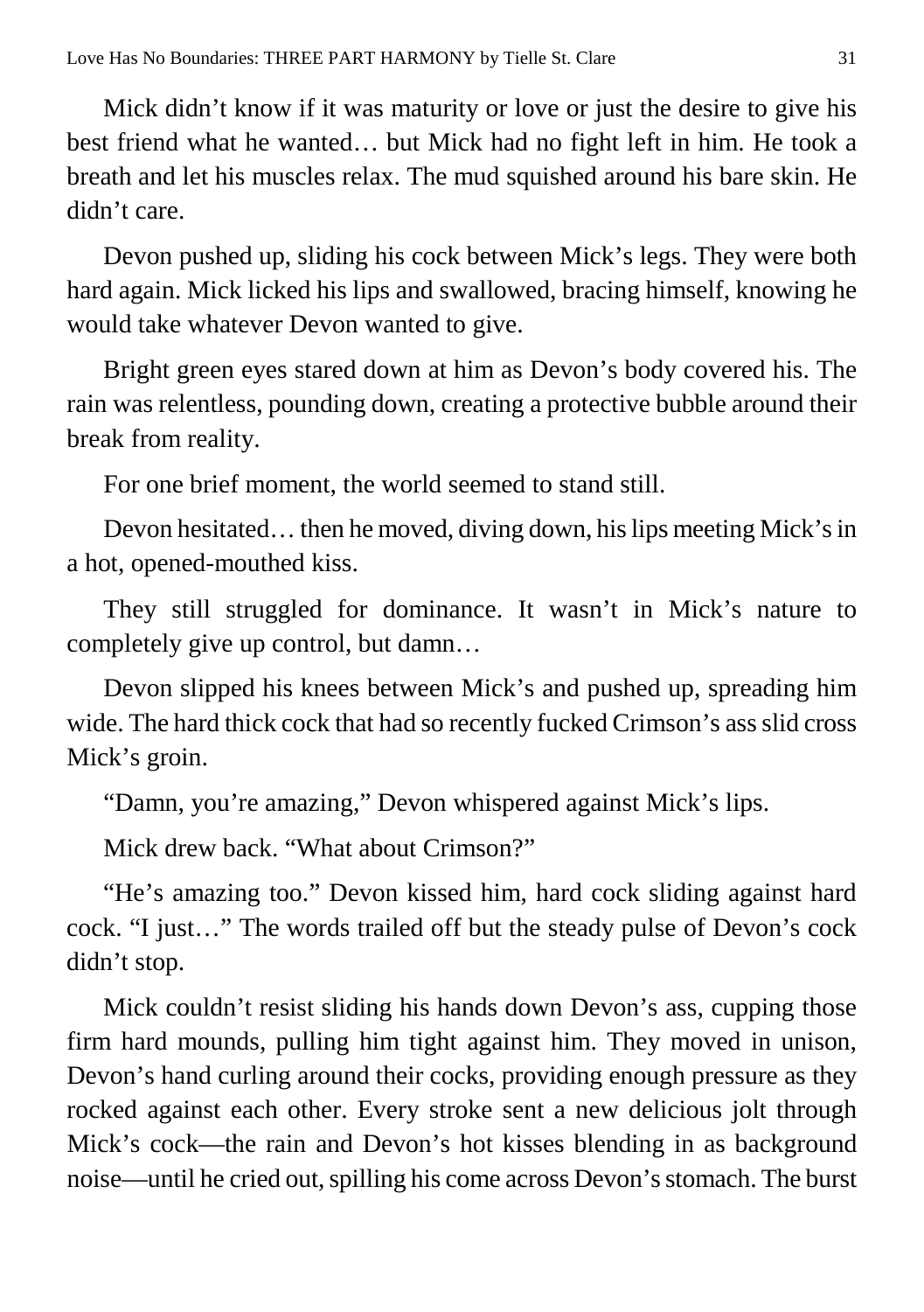Mick didn't know if it was maturity or love or just the desire to give his best friend what he wanted… but Mick had no fight left in him. He took a breath and let his muscles relax. The mud squished around his bare skin. He didn't care.

Devon pushed up, sliding his cock between Mick's legs. They were both hard again. Mick licked his lips and swallowed, bracing himself, knowing he would take whatever Devon wanted to give.

Bright green eyes stared down at him as Devon's body covered his. The rain was relentless, pounding down, creating a protective bubble around their break from reality.

For one brief moment, the world seemed to stand still.

Devon hesitated… then he moved, diving down, his lips meeting Mick's in a hot, opened-mouthed kiss.

They still struggled for dominance. It wasn't in Mick's nature to completely give up control, but damn…

Devon slipped his knees between Mick's and pushed up, spreading him wide. The hard thick cock that had so recently fucked Crimson's ass slid cross Mick's groin.

"Damn, you're amazing," Devon whispered against Mick's lips.

Mick drew back. "What about Crimson?"

"He's amazing too." Devon kissed him, hard cock sliding against hard cock. "I just…" The words trailed off but the steady pulse of Devon's cock didn't stop.

Mick couldn't resist sliding his hands down Devon's ass, cupping those firm hard mounds, pulling him tight against him. They moved in unison, Devon's hand curling around their cocks, providing enough pressure as they rocked against each other. Every stroke sent a new delicious jolt through Mick's cock—the rain and Devon's hot kisses blending in as background noise—until he cried out, spilling his come across Devon's stomach. The burst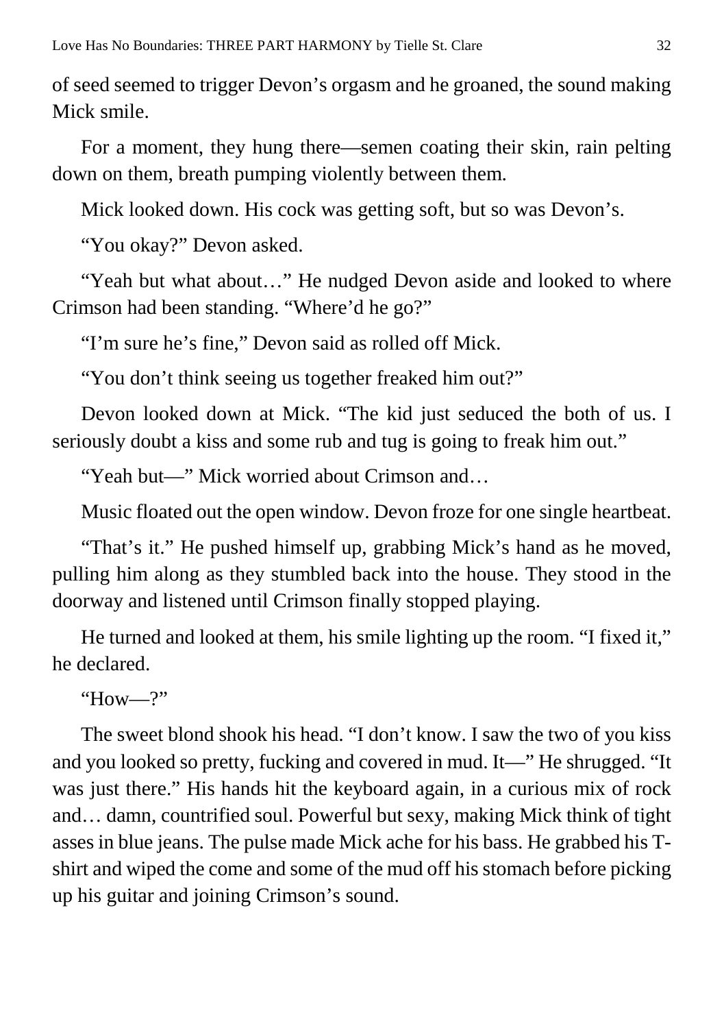of seed seemed to trigger Devon's orgasm and he groaned, the sound making Mick smile.

For a moment, they hung there—semen coating their skin, rain pelting down on them, breath pumping violently between them.

Mick looked down. His cock was getting soft, but so was Devon's.

"You okay?" Devon asked.

"Yeah but what about…" He nudged Devon aside and looked to where Crimson had been standing. "Where'd he go?"

"I'm sure he's fine," Devon said as rolled off Mick.

"You don't think seeing us together freaked him out?"

Devon looked down at Mick. "The kid just seduced the both of us. I seriously doubt a kiss and some rub and tug is going to freak him out."

"Yeah but—" Mick worried about Crimson and…

Music floated out the open window. Devon froze for one single heartbeat.

"That's it." He pushed himself up, grabbing Mick's hand as he moved, pulling him along as they stumbled back into the house. They stood in the doorway and listened until Crimson finally stopped playing.

He turned and looked at them, his smile lighting up the room. "I fixed it," he declared.

"How—?"

The sweet blond shook his head. "I don't know. I saw the two of you kiss and you looked so pretty, fucking and covered in mud. It—" He shrugged. "It was just there." His hands hit the keyboard again, in a curious mix of rock and… damn, countrified soul. Powerful but sexy, making Mick think of tight asses in blue jeans. The pulse made Mick ache for his bass. He grabbed his T-shirt and wiped the come and some of the mud off his stomach before picking up his guitar and joining Crimson's sound.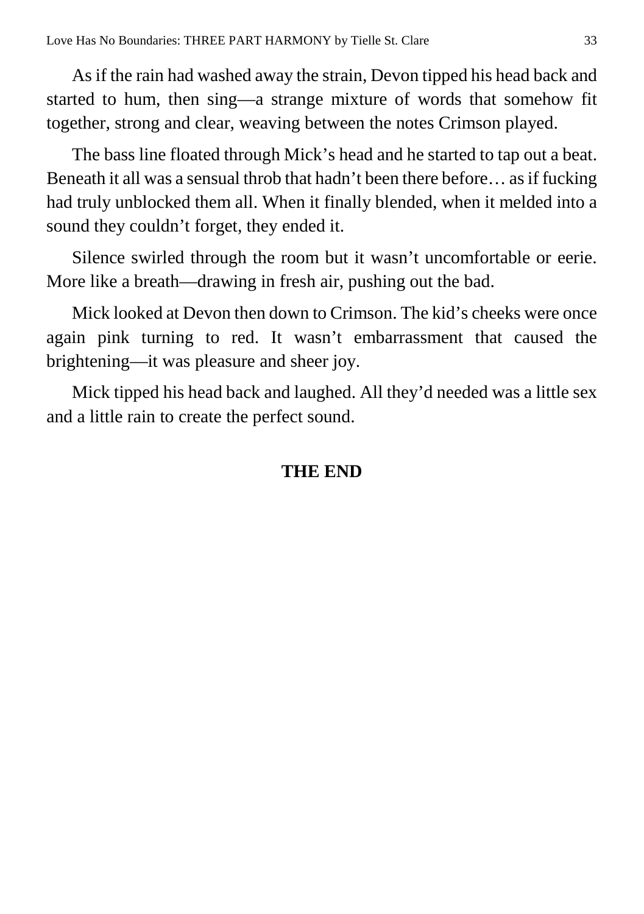As if the rain had washed away the strain, Devon tipped his head back and started to hum, then sing—a strange mixture of words that somehow fit together, strong and clear, weaving between the notes Crimson played.

The bass line floated through Mick's head and he started to tap out a beat. Beneath it all was a sensual throb that hadn't been there before… as if fucking had truly unblocked them all. When it finally blended, when it melded into a sound they couldn't forget, they ended it.

Silence swirled through the room but it wasn't uncomfortable or eerie. More like a breath—drawing in fresh air, pushing out the bad.

Mick looked at Devon then down to Crimson. The kid's cheeks were once again pink turning to red. It wasn't embarrassment that caused the brightening—it was pleasure and sheer joy.

Mick tipped his head back and laughed. All they'd needed was a little sex and a little rain to create the perfect sound.

**THE END**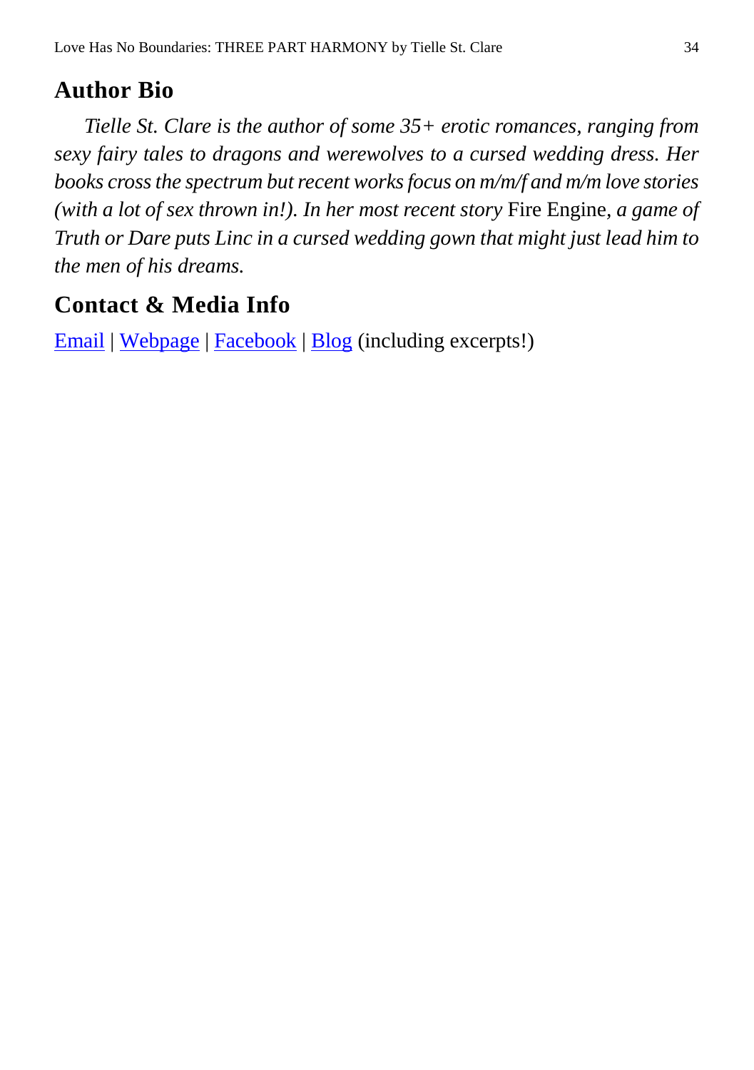## Author Bio

*Tielle St. Clare is the author of some 35+ erotic romances, ranging from sexy fairy tales to dragons and werewolves to a cursed wedding dress. Her books cross the spectrum but recent works focus on m/m/f and m/m love stories (with a lot of sex thrown in!). In her most recent story* Fire Engine*, a game of Truth or Dare puts Linc in a cursed wedding gown that might just lead him to the men of his dreams.*

## Contact & Media Info

Email | Webpage | Facebook | Blog (including excerpts!)